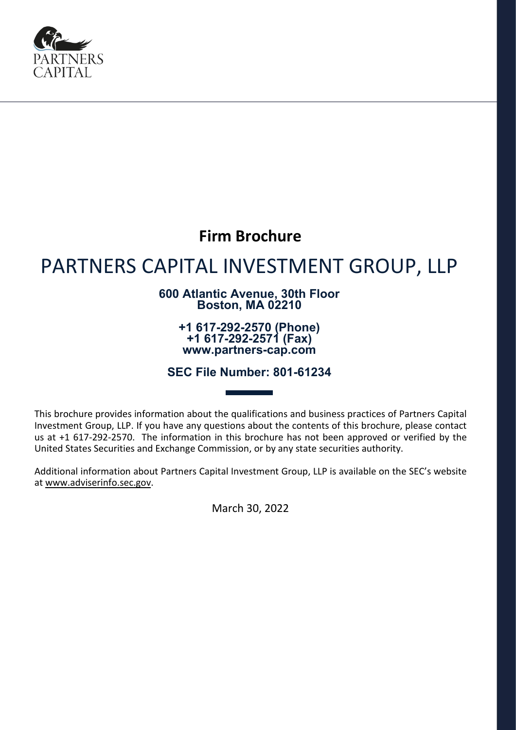PARTNERS CAPITAL

# Firm Brochure

# PARTNERS CAPITAL INVESTMENT GROUP, LLP

**600 Atlantic Avenue, 30th Floor**
**Boston, MA 02210**

**+1 617-292-2570 (Phone)**
**+1 617-292-2571 (Fax)**
**www.partners-cap.com**

**SEC File Number: 801-61234**

This brochure provides information about the qualifications and business practices of Partners Capital Investment Group, LLP. If you have any questions about the contents of this brochure, please contact us at +1 617-292-2570. The information in this brochure has not been approved or verified by the United States Securities and Exchange Commission, or by any state securities authority.

Additional information about Partners Capital Investment Group, LLP is available on the SEC's website at www.adviserinfo.sec.gov.

March 30, 2022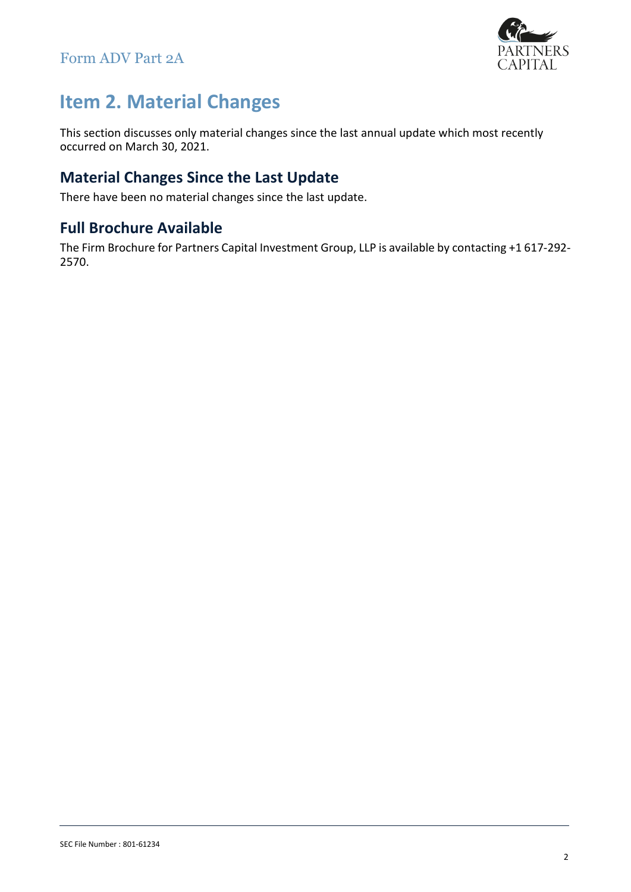# Item 2. Material Changes

This section discusses only material changes since the last annual update which most recently occurred on March 30, 2021.

## Material Changes Since the Last Update

There have been no material changes since the last update.

## Full Brochure Available

The Firm Brochure for Partners Capital Investment Group, LLP is available by contacting +1 617-292-2570.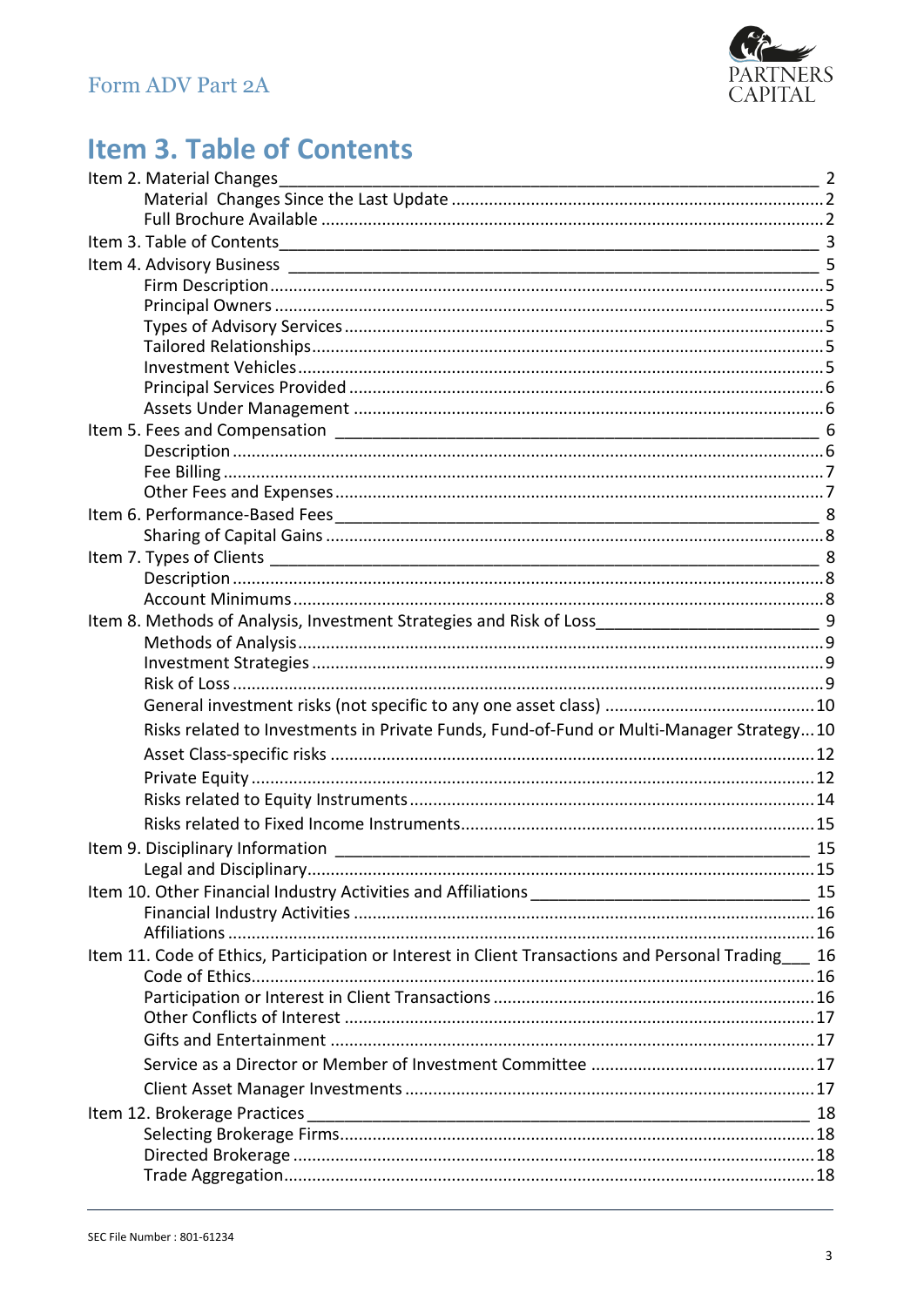# Item 3. Table of Contents

| Section | Page |
|---|---|
| Item 2. Material Changes | 2 |
| Material Changes Since the Last Update | 2 |
| Full Brochure Available | 2 |
| Item 3. Table of Contents | 3 |
| Item 4. Advisory Business | 5 |
| Firm Description | 5 |
| Principal Owners | 5 |
| Types of Advisory Services | 5 |
| Tailored Relationships | 5 |
| Investment Vehicles | 5 |
| Principal Services Provided | 6 |
| Assets Under Management | 6 |
| Item 5. Fees and Compensation | 6 |
| Description | 6 |
| Fee Billing | 7 |
| Other Fees and Expenses | 7 |
| Item 6. Performance-Based Fees | 8 |
| Sharing of Capital Gains | 8 |
| Item 7. Types of Clients | 8 |
| Description | 8 |
| Account Minimums | 8 |
| Item 8. Methods of Analysis, Investment Strategies and Risk of Loss | 9 |
| Methods of Analysis | 9 |
| Investment Strategies | 9 |
| Risk of Loss | 9 |
| General investment risks (not specific to any one asset class) | 10 |
| Risks related to Investments in Private Funds, Fund-of-Fund or Multi-Manager Strategy | 10 |
| Asset Class-specific risks | 12 |
| Private Equity | 12 |
| Risks related to Equity Instruments | 14 |
| Risks related to Fixed Income Instruments | 15 |
| Item 9. Disciplinary Information | 15 |
| Legal and Disciplinary | 15 |
| Item 10. Other Financial Industry Activities and Affiliations | 15 |
| Financial Industry Activities | 16 |
| Affiliations | 16 |
| Item 11. Code of Ethics, Participation or Interest in Client Transactions and Personal Trading | 16 |
| Code of Ethics | 16 |
| Participation or Interest in Client Transactions | 16 |
| Other Conflicts of Interest | 17 |
| Gifts and Entertainment | 17 |
| Service as a Director or Member of Investment Committee | 17 |
| Client Asset Manager Investments | 17 |
| Item 12. Brokerage Practices | 18 |
| Selecting Brokerage Firms | 18 |
| Directed Brokerage | 18 |
| Trade Aggregation | 18 |

SEC File Number : 801-61234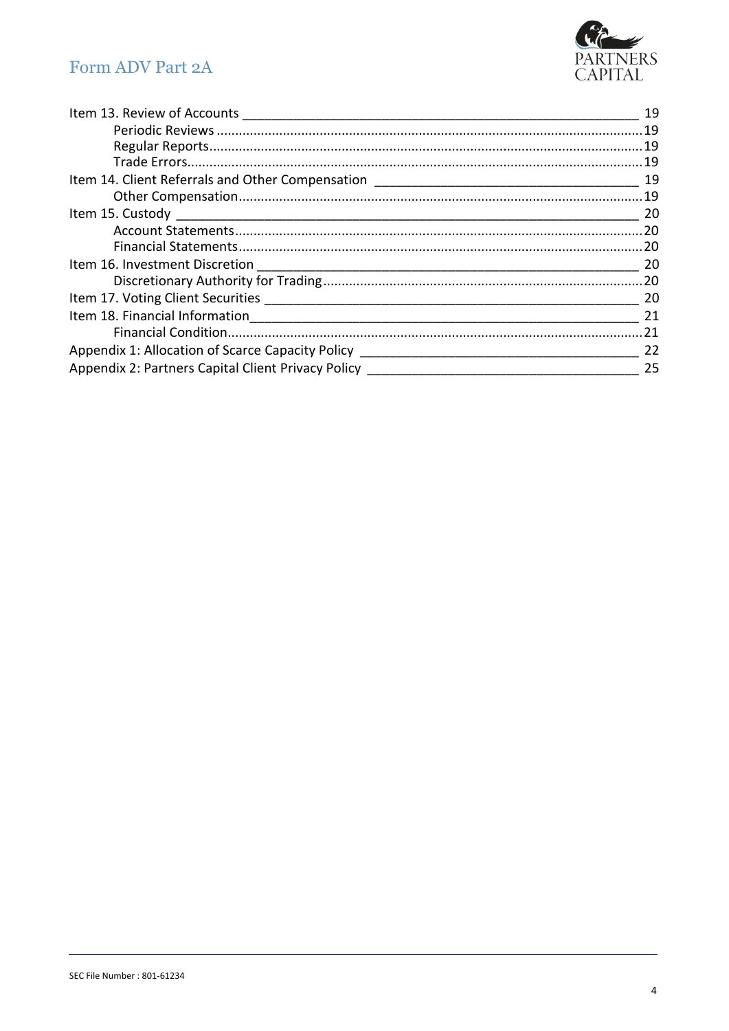Item 13. Review of Accounts ..... 19

- Periodic Reviews ..... 19
- Regular Reports ..... 19
- Trade Errors ..... 19

Item 14. Client Referrals and Other Compensation ..... 19

- Other Compensation ..... 19

Item 15. Custody ..... 20

- Account Statements ..... 20
- Financial Statements ..... 20

Item 16. Investment Discretion ..... 20

- Discretionary Authority for Trading ..... 20

Item 17. Voting Client Securities ..... 20

Item 18. Financial Information ..... 21

- Financial Condition ..... 21

Appendix 1: Allocation of Scarce Capacity Policy ..... 22

Appendix 2: Partners Capital Client Privacy Policy ..... 25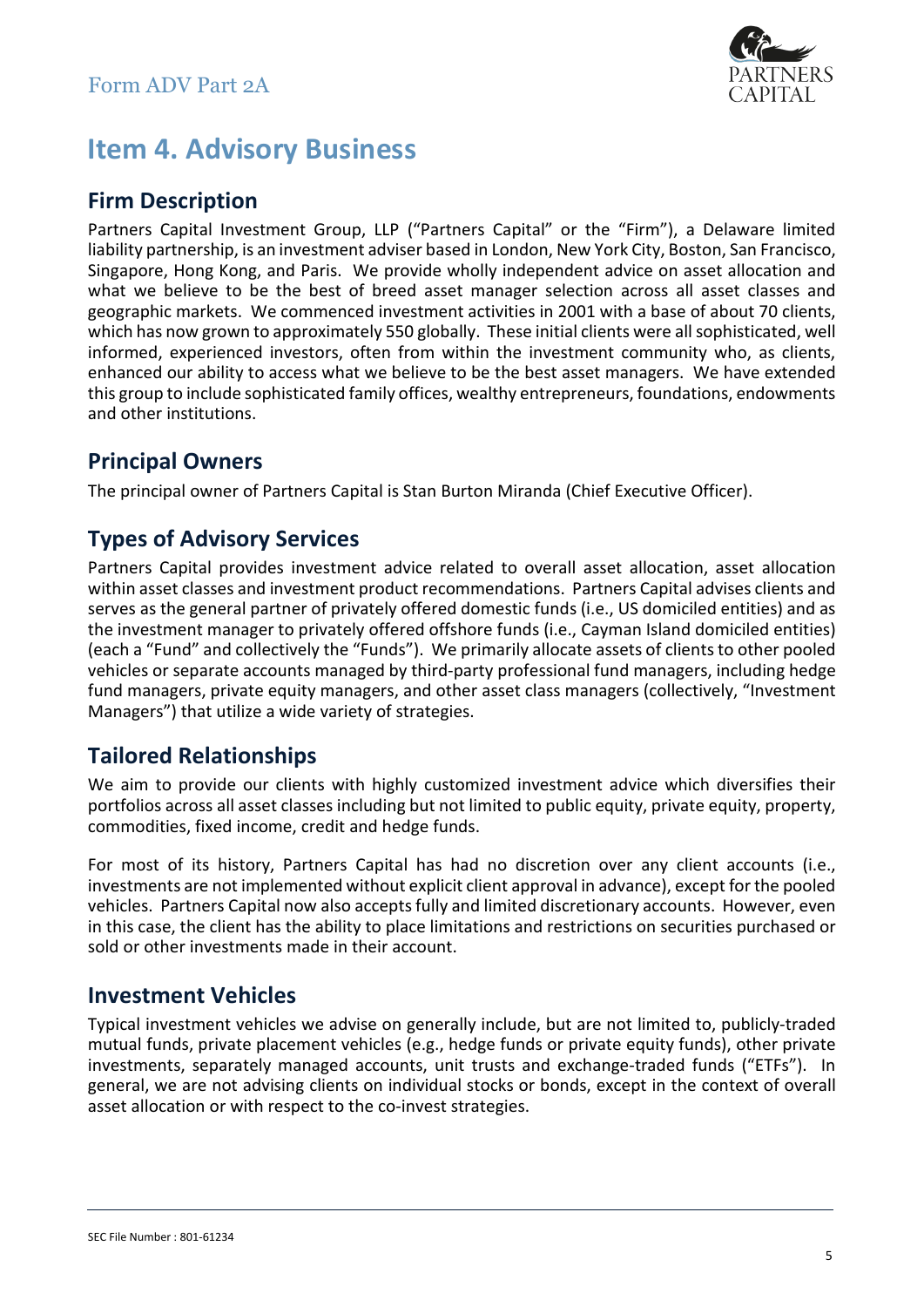# Item 4. Advisory Business

## Firm Description

Partners Capital Investment Group, LLP ("Partners Capital" or the "Firm"), a Delaware limited liability partnership, is an investment adviser based in London, New York City, Boston, San Francisco, Singapore, Hong Kong, and Paris. We provide wholly independent advice on asset allocation and what we believe to be the best of breed asset manager selection across all asset classes and geographic markets. We commenced investment activities in 2001 with a base of about 70 clients, which has now grown to approximately 550 globally. These initial clients were all sophisticated, well informed, experienced investors, often from within the investment community who, as clients, enhanced our ability to access what we believe to be the best asset managers. We have extended this group to include sophisticated family offices, wealthy entrepreneurs, foundations, endowments and other institutions.

## Principal Owners

The principal owner of Partners Capital is Stan Burton Miranda (Chief Executive Officer).

## Types of Advisory Services

Partners Capital provides investment advice related to overall asset allocation, asset allocation within asset classes and investment product recommendations. Partners Capital advises clients and serves as the general partner of privately offered domestic funds (i.e., US domiciled entities) and as the investment manager to privately offered offshore funds (i.e., Cayman Island domiciled entities) (each a "Fund" and collectively the "Funds"). We primarily allocate assets of clients to other pooled vehicles or separate accounts managed by third-party professional fund managers, including hedge fund managers, private equity managers, and other asset class managers (collectively, "Investment Managers") that utilize a wide variety of strategies.

## Tailored Relationships

We aim to provide our clients with highly customized investment advice which diversifies their portfolios across all asset classes including but not limited to public equity, private equity, property, commodities, fixed income, credit and hedge funds.

For most of its history, Partners Capital has had no discretion over any client accounts (i.e., investments are not implemented without explicit client approval in advance), except for the pooled vehicles. Partners Capital now also accepts fully and limited discretionary accounts. However, even in this case, the client has the ability to place limitations and restrictions on securities purchased or sold or other investments made in their account.

## Investment Vehicles

Typical investment vehicles we advise on generally include, but are not limited to, publicly-traded mutual funds, private placement vehicles (e.g., hedge funds or private equity funds), other private investments, separately managed accounts, unit trusts and exchange-traded funds ("ETFs"). In general, we are not advising clients on individual stocks or bonds, except in the context of overall asset allocation or with respect to the co-invest strategies.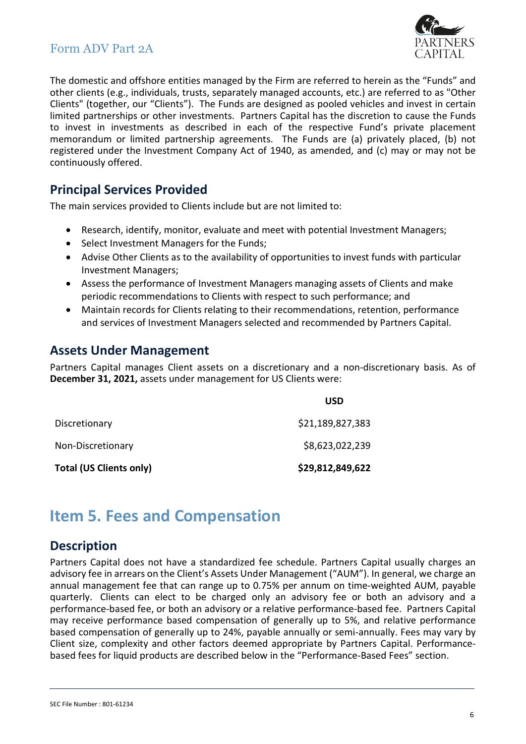The domestic and offshore entities managed by the Firm are referred to herein as the "Funds" and other clients (e.g., individuals, trusts, separately managed accounts, etc.) are referred to as "Other Clients" (together, our "Clients"). The Funds are designed as pooled vehicles and invest in certain limited partnerships or other investments. Partners Capital has the discretion to cause the Funds to invest in investments as described in each of the respective Fund's private placement memorandum or limited partnership agreements. The Funds are (a) privately placed, (b) not registered under the Investment Company Act of 1940, as amended, and (c) may or may not be continuously offered.

## Principal Services Provided

The main services provided to Clients include but are not limited to:

- Research, identify, monitor, evaluate and meet with potential Investment Managers;
- Select Investment Managers for the Funds;
- Advise Other Clients as to the availability of opportunities to invest funds with particular Investment Managers;
- Assess the performance of Investment Managers managing assets of Clients and make periodic recommendations to Clients with respect to such performance; and
- Maintain records for Clients relating to their recommendations, retention, performance and services of Investment Managers selected and recommended by Partners Capital.

## Assets Under Management

Partners Capital manages Client assets on a discretionary and a non-discretionary basis. As of **December 31, 2021,** assets under management for US Clients were:

| | **USD** |
|---|---|
| Discretionary | $21,189,827,383 |
| Non-Discretionary | $8,623,022,239 |
| **Total (US Clients only)** | **$29,812,849,622** |

# Item 5. Fees and Compensation

## Description

Partners Capital does not have a standardized fee schedule. Partners Capital usually charges an advisory fee in arrears on the Client's Assets Under Management ("AUM"). In general, we charge an annual management fee that can range up to 0.75% per annum on time-weighted AUM, payable quarterly. Clients can elect to be charged only an advisory fee or both an advisory and a performance-based fee, or both an advisory or a relative performance-based fee. Partners Capital may receive performance based compensation of generally up to 5%, and relative performance based compensation of generally up to 24%, payable annually or semi-annually. Fees may vary by Client size, complexity and other factors deemed appropriate by Partners Capital. Performance-based fees for liquid products are described below in the "Performance-Based Fees" section.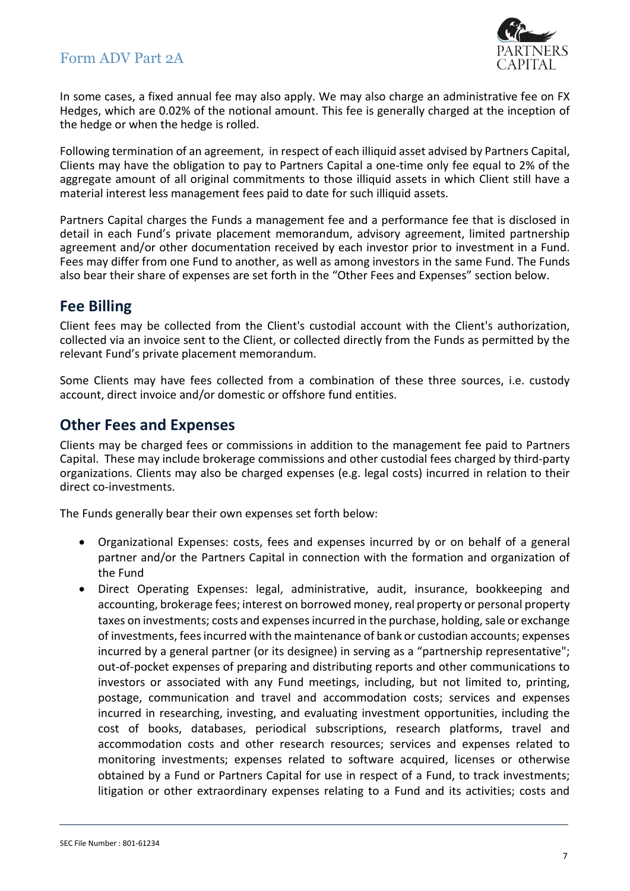In some cases, a fixed annual fee may also apply. We may also charge an administrative fee on FX Hedges, which are 0.02% of the notional amount. This fee is generally charged at the inception of the hedge or when the hedge is rolled.

Following termination of an agreement, in respect of each illiquid asset advised by Partners Capital, Clients may have the obligation to pay to Partners Capital a one-time only fee equal to 2% of the aggregate amount of all original commitments to those illiquid assets in which Client still have a material interest less management fees paid to date for such illiquid assets.

Partners Capital charges the Funds a management fee and a performance fee that is disclosed in detail in each Fund's private placement memorandum, advisory agreement, limited partnership agreement and/or other documentation received by each investor prior to investment in a Fund. Fees may differ from one Fund to another, as well as among investors in the same Fund. The Funds also bear their share of expenses are set forth in the "Other Fees and Expenses" section below.

## Fee Billing

Client fees may be collected from the Client's custodial account with the Client's authorization, collected via an invoice sent to the Client, or collected directly from the Funds as permitted by the relevant Fund's private placement memorandum.

Some Clients may have fees collected from a combination of these three sources, i.e. custody account, direct invoice and/or domestic or offshore fund entities.

## Other Fees and Expenses

Clients may be charged fees or commissions in addition to the management fee paid to Partners Capital. These may include brokerage commissions and other custodial fees charged by third-party organizations. Clients may also be charged expenses (e.g. legal costs) incurred in relation to their direct co-investments.

The Funds generally bear their own expenses set forth below:

- Organizational Expenses: costs, fees and expenses incurred by or on behalf of a general partner and/or the Partners Capital in connection with the formation and organization of the Fund
- Direct Operating Expenses: legal, administrative, audit, insurance, bookkeeping and accounting, brokerage fees; interest on borrowed money, real property or personal property taxes on investments; costs and expenses incurred in the purchase, holding, sale or exchange of investments, fees incurred with the maintenance of bank or custodian accounts; expenses incurred by a general partner (or its designee) in serving as a "partnership representative"; out-of-pocket expenses of preparing and distributing reports and other communications to investors or associated with any Fund meetings, including, but not limited to, printing, postage, communication and travel and accommodation costs; services and expenses incurred in researching, investing, and evaluating investment opportunities, including the cost of books, databases, periodical subscriptions, research platforms, travel and accommodation costs and other research resources; services and expenses related to monitoring investments; expenses related to software acquired, licenses or otherwise obtained by a Fund or Partners Capital for use in respect of a Fund, to track investments; litigation or other extraordinary expenses relating to a Fund and its activities; costs and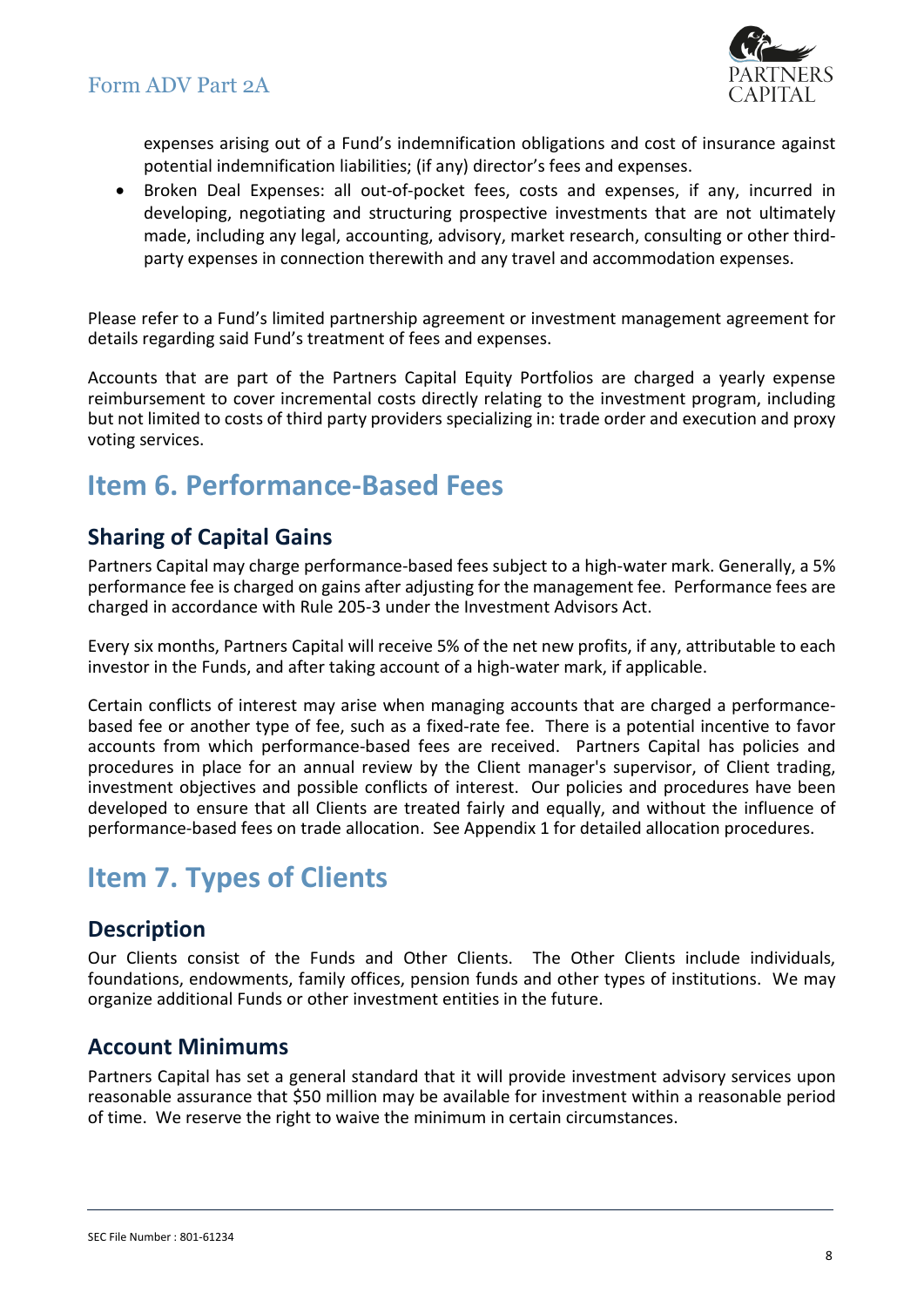expenses arising out of a Fund's indemnification obligations and cost of insurance against potential indemnification liabilities; (if any) director's fees and expenses.

- Broken Deal Expenses: all out-of-pocket fees, costs and expenses, if any, incurred in developing, negotiating and structuring prospective investments that are not ultimately made, including any legal, accounting, advisory, market research, consulting or other third-party expenses in connection therewith and any travel and accommodation expenses.

Please refer to a Fund's limited partnership agreement or investment management agreement for details regarding said Fund's treatment of fees and expenses.

Accounts that are part of the Partners Capital Equity Portfolios are charged a yearly expense reimbursement to cover incremental costs directly relating to the investment program, including but not limited to costs of third party providers specializing in: trade order and execution and proxy voting services.

# Item 6. Performance-Based Fees

## Sharing of Capital Gains

Partners Capital may charge performance-based fees subject to a high-water mark. Generally, a 5% performance fee is charged on gains after adjusting for the management fee. Performance fees are charged in accordance with Rule 205-3 under the Investment Advisors Act.

Every six months, Partners Capital will receive 5% of the net new profits, if any, attributable to each investor in the Funds, and after taking account of a high-water mark, if applicable.

Certain conflicts of interest may arise when managing accounts that are charged a performance-based fee or another type of fee, such as a fixed-rate fee. There is a potential incentive to favor accounts from which performance-based fees are received. Partners Capital has policies and procedures in place for an annual review by the Client manager's supervisor, of Client trading, investment objectives and possible conflicts of interest. Our policies and procedures have been developed to ensure that all Clients are treated fairly and equally, and without the influence of performance-based fees on trade allocation. See Appendix 1 for detailed allocation procedures.

# Item 7. Types of Clients

## Description

Our Clients consist of the Funds and Other Clients. The Other Clients include individuals, foundations, endowments, family offices, pension funds and other types of institutions. We may organize additional Funds or other investment entities in the future.

## Account Minimums

Partners Capital has set a general standard that it will provide investment advisory services upon reasonable assurance that $50 million may be available for investment within a reasonable period of time. We reserve the right to waive the minimum in certain circumstances.

SEC File Number : 801-61234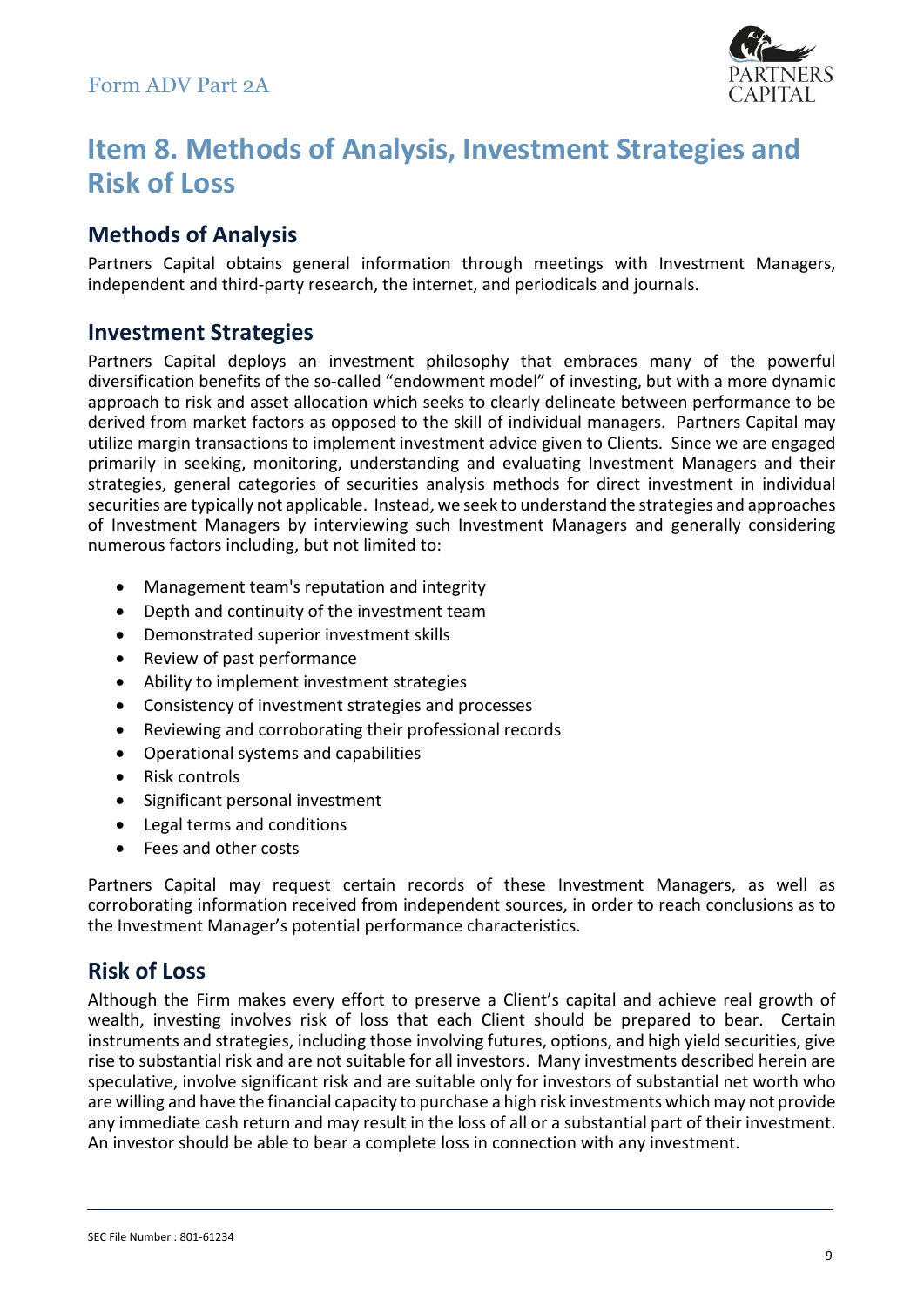# Item 8. Methods of Analysis, Investment Strategies and Risk of Loss

## Methods of Analysis

Partners Capital obtains general information through meetings with Investment Managers, independent and third-party research, the internet, and periodicals and journals.

## Investment Strategies

Partners Capital deploys an investment philosophy that embraces many of the powerful diversification benefits of the so-called "endowment model" of investing, but with a more dynamic approach to risk and asset allocation which seeks to clearly delineate between performance to be derived from market factors as opposed to the skill of individual managers. Partners Capital may utilize margin transactions to implement investment advice given to Clients. Since we are engaged primarily in seeking, monitoring, understanding and evaluating Investment Managers and their strategies, general categories of securities analysis methods for direct investment in individual securities are typically not applicable. Instead, we seek to understand the strategies and approaches of Investment Managers by interviewing such Investment Managers and generally considering numerous factors including, but not limited to:

- Management team's reputation and integrity
- Depth and continuity of the investment team
- Demonstrated superior investment skills
- Review of past performance
- Ability to implement investment strategies
- Consistency of investment strategies and processes
- Reviewing and corroborating their professional records
- Operational systems and capabilities
- Risk controls
- Significant personal investment
- Legal terms and conditions
- Fees and other costs

Partners Capital may request certain records of these Investment Managers, as well as corroborating information received from independent sources, in order to reach conclusions as to the Investment Manager's potential performance characteristics.

## Risk of Loss

Although the Firm makes every effort to preserve a Client's capital and achieve real growth of wealth, investing involves risk of loss that each Client should be prepared to bear. Certain instruments and strategies, including those involving futures, options, and high yield securities, give rise to substantial risk and are not suitable for all investors. Many investments described herein are speculative, involve significant risk and are suitable only for investors of substantial net worth who are willing and have the financial capacity to purchase a high risk investments which may not provide any immediate cash return and may result in the loss of all or a substantial part of their investment. An investor should be able to bear a complete loss in connection with any investment.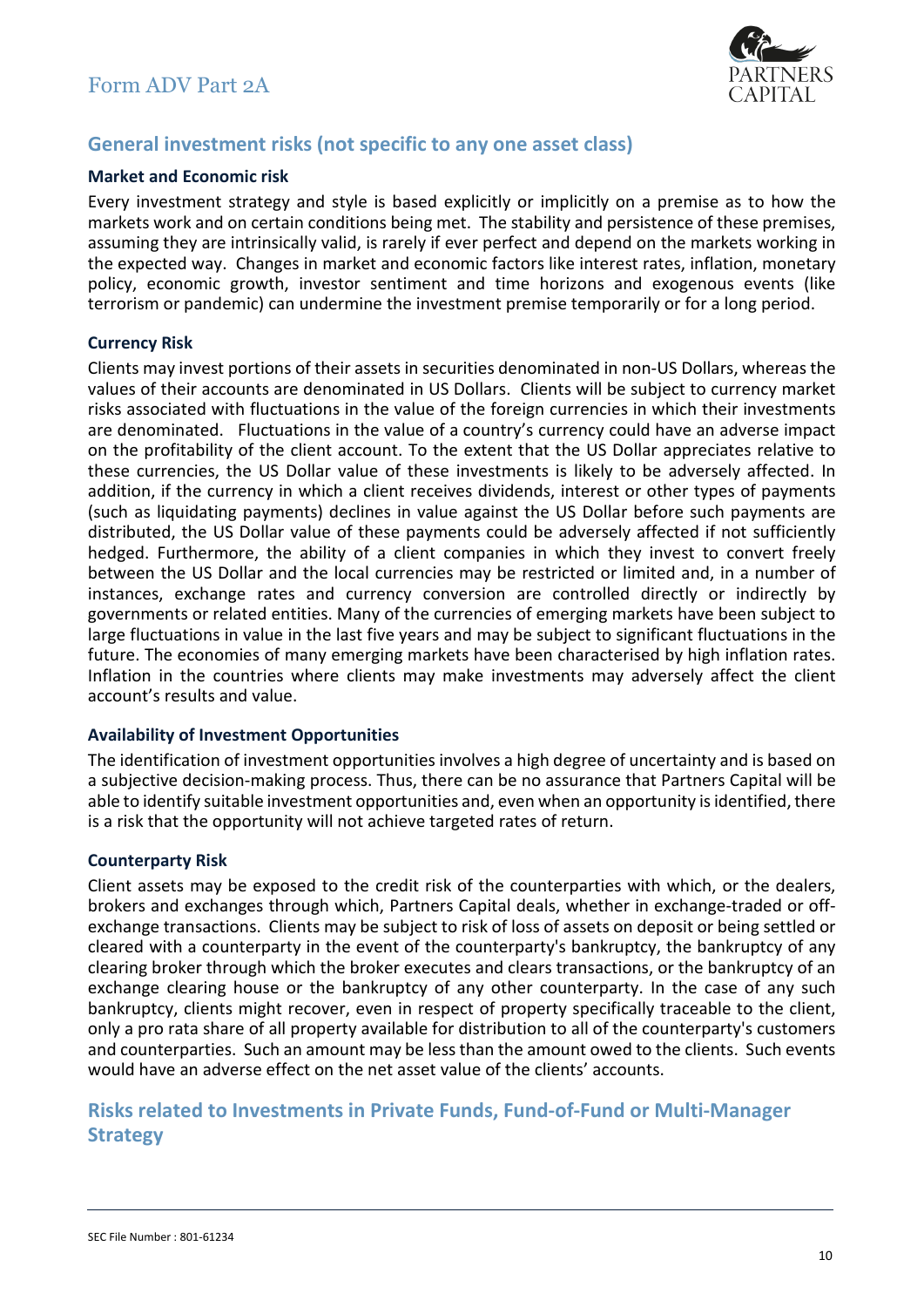## General investment risks (not specific to any one asset class)

### Market and Economic risk

Every investment strategy and style is based explicitly or implicitly on a premise as to how the markets work and on certain conditions being met. The stability and persistence of these premises, assuming they are intrinsically valid, is rarely if ever perfect and depend on the markets working in the expected way. Changes in market and economic factors like interest rates, inflation, monetary policy, economic growth, investor sentiment and time horizons and exogenous events (like terrorism or pandemic) can undermine the investment premise temporarily or for a long period.

### Currency Risk

Clients may invest portions of their assets in securities denominated in non-US Dollars, whereas the values of their accounts are denominated in US Dollars. Clients will be subject to currency market risks associated with fluctuations in the value of the foreign currencies in which their investments are denominated. Fluctuations in the value of a country's currency could have an adverse impact on the profitability of the client account. To the extent that the US Dollar appreciates relative to these currencies, the US Dollar value of these investments is likely to be adversely affected. In addition, if the currency in which a client receives dividends, interest or other types of payments (such as liquidating payments) declines in value against the US Dollar before such payments are distributed, the US Dollar value of these payments could be adversely affected if not sufficiently hedged. Furthermore, the ability of a client companies in which they invest to convert freely between the US Dollar and the local currencies may be restricted or limited and, in a number of instances, exchange rates and currency conversion are controlled directly or indirectly by governments or related entities. Many of the currencies of emerging markets have been subject to large fluctuations in value in the last five years and may be subject to significant fluctuations in the future. The economies of many emerging markets have been characterised by high inflation rates. Inflation in the countries where clients may make investments may adversely affect the client account's results and value.

### Availability of Investment Opportunities

The identification of investment opportunities involves a high degree of uncertainty and is based on a subjective decision-making process. Thus, there can be no assurance that Partners Capital will be able to identify suitable investment opportunities and, even when an opportunity is identified, there is a risk that the opportunity will not achieve targeted rates of return.

### Counterparty Risk

Client assets may be exposed to the credit risk of the counterparties with which, or the dealers, brokers and exchanges through which, Partners Capital deals, whether in exchange-traded or off-exchange transactions. Clients may be subject to risk of loss of assets on deposit or being settled or cleared with a counterparty in the event of the counterparty's bankruptcy, the bankruptcy of any clearing broker through which the broker executes and clears transactions, or the bankruptcy of an exchange clearing house or the bankruptcy of any other counterparty. In the case of any such bankruptcy, clients might recover, even in respect of property specifically traceable to the client, only a pro rata share of all property available for distribution to all of the counterparty's customers and counterparties. Such an amount may be less than the amount owed to the clients. Such events would have an adverse effect on the net asset value of the clients' accounts.

## Risks related to Investments in Private Funds, Fund-of-Fund or Multi-Manager Strategy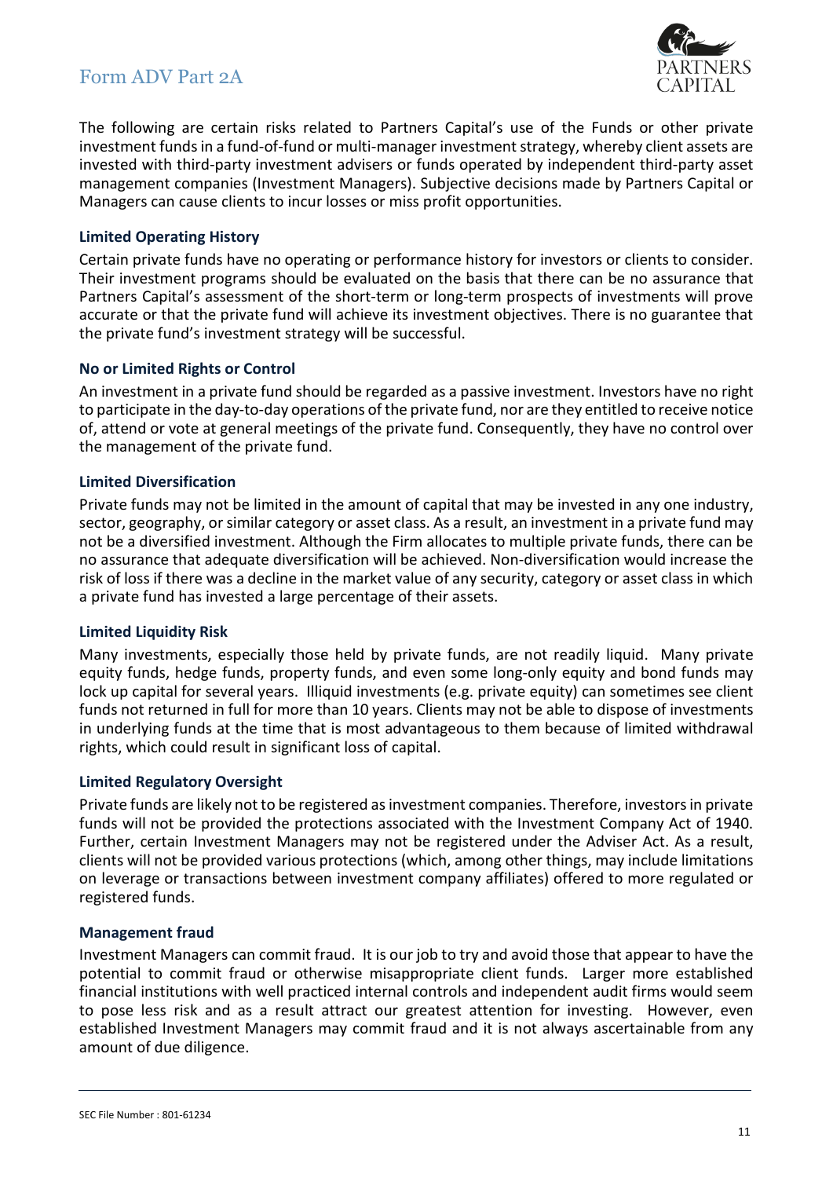The following are certain risks related to Partners Capital's use of the Funds or other private investment funds in a fund-of-fund or multi-manager investment strategy, whereby client assets are invested with third-party investment advisers or funds operated by independent third-party asset management companies (Investment Managers). Subjective decisions made by Partners Capital or Managers can cause clients to incur losses or miss profit opportunities.

### Limited Operating History

Certain private funds have no operating or performance history for investors or clients to consider. Their investment programs should be evaluated on the basis that there can be no assurance that Partners Capital's assessment of the short-term or long-term prospects of investments will prove accurate or that the private fund will achieve its investment objectives. There is no guarantee that the private fund's investment strategy will be successful.

### No or Limited Rights or Control

An investment in a private fund should be regarded as a passive investment. Investors have no right to participate in the day-to-day operations of the private fund, nor are they entitled to receive notice of, attend or vote at general meetings of the private fund. Consequently, they have no control over the management of the private fund.

### Limited Diversification

Private funds may not be limited in the amount of capital that may be invested in any one industry, sector, geography, or similar category or asset class. As a result, an investment in a private fund may not be a diversified investment. Although the Firm allocates to multiple private funds, there can be no assurance that adequate diversification will be achieved. Non-diversification would increase the risk of loss if there was a decline in the market value of any security, category or asset class in which a private fund has invested a large percentage of their assets.

### Limited Liquidity Risk

Many investments, especially those held by private funds, are not readily liquid. Many private equity funds, hedge funds, property funds, and even some long-only equity and bond funds may lock up capital for several years. Illiquid investments (e.g. private equity) can sometimes see client funds not returned in full for more than 10 years. Clients may not be able to dispose of investments in underlying funds at the time that is most advantageous to them because of limited withdrawal rights, which could result in significant loss of capital.

### Limited Regulatory Oversight

Private funds are likely not to be registered as investment companies. Therefore, investors in private funds will not be provided the protections associated with the Investment Company Act of 1940. Further, certain Investment Managers may not be registered under the Adviser Act. As a result, clients will not be provided various protections (which, among other things, may include limitations on leverage or transactions between investment company affiliates) offered to more regulated or registered funds.

### Management fraud

Investment Managers can commit fraud. It is our job to try and avoid those that appear to have the potential to commit fraud or otherwise misappropriate client funds. Larger more established financial institutions with well practiced internal controls and independent audit firms would seem to pose less risk and as a result attract our greatest attention for investing. However, even established Investment Managers may commit fraud and it is not always ascertainable from any amount of due diligence.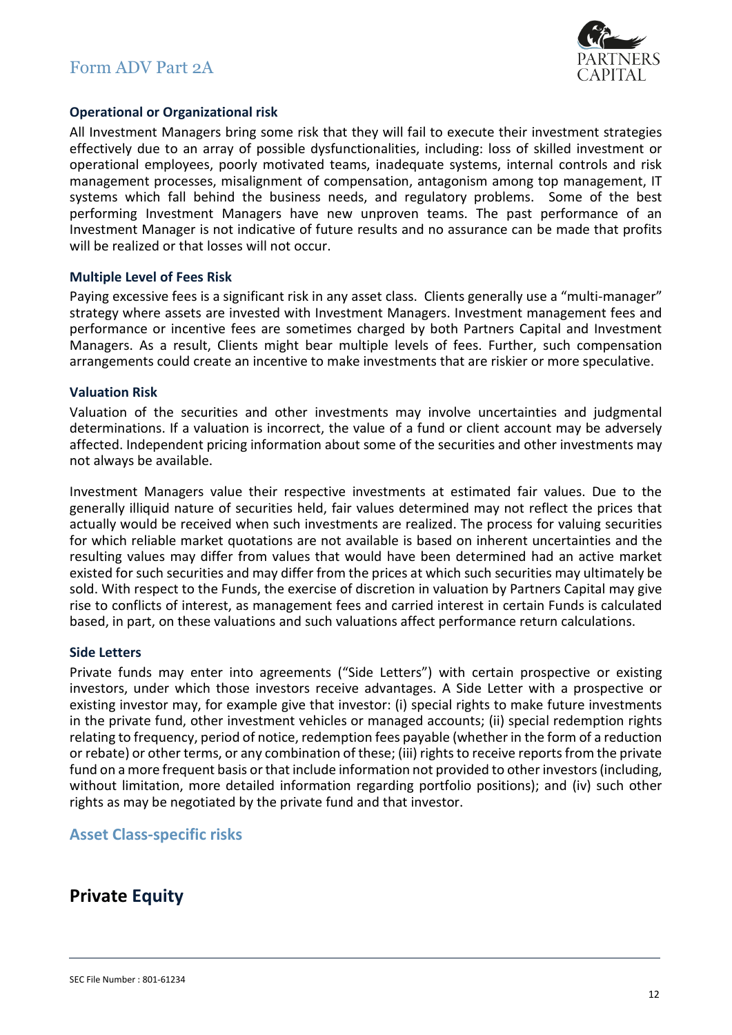### Operational or Organizational risk

All Investment Managers bring some risk that they will fail to execute their investment strategies effectively due to an array of possible dysfunctionalities, including: loss of skilled investment or operational employees, poorly motivated teams, inadequate systems, internal controls and risk management processes, misalignment of compensation, antagonism among top management, IT systems which fall behind the business needs, and regulatory problems. Some of the best performing Investment Managers have new unproven teams. The past performance of an Investment Manager is not indicative of future results and no assurance can be made that profits will be realized or that losses will not occur.

### Multiple Level of Fees Risk

Paying excessive fees is a significant risk in any asset class. Clients generally use a "multi-manager" strategy where assets are invested with Investment Managers. Investment management fees and performance or incentive fees are sometimes charged by both Partners Capital and Investment Managers. As a result, Clients might bear multiple levels of fees. Further, such compensation arrangements could create an incentive to make investments that are riskier or more speculative.

### Valuation Risk

Valuation of the securities and other investments may involve uncertainties and judgmental determinations. If a valuation is incorrect, the value of a fund or client account may be adversely affected. Independent pricing information about some of the securities and other investments may not always be available.

Investment Managers value their respective investments at estimated fair values. Due to the generally illiquid nature of securities held, fair values determined may not reflect the prices that actually would be received when such investments are realized. The process for valuing securities for which reliable market quotations are not available is based on inherent uncertainties and the resulting values may differ from values that would have been determined had an active market existed for such securities and may differ from the prices at which such securities may ultimately be sold. With respect to the Funds, the exercise of discretion in valuation by Partners Capital may give rise to conflicts of interest, as management fees and carried interest in certain Funds is calculated based, in part, on these valuations and such valuations affect performance return calculations.

### Side Letters

Private funds may enter into agreements ("Side Letters") with certain prospective or existing investors, under which those investors receive advantages. A Side Letter with a prospective or existing investor may, for example give that investor: (i) special rights to make future investments in the private fund, other investment vehicles or managed accounts; (ii) special redemption rights relating to frequency, period of notice, redemption fees payable (whether in the form of a reduction or rebate) or other terms, or any combination of these; (iii) rights to receive reports from the private fund on a more frequent basis or that include information not provided to other investors (including, without limitation, more detailed information regarding portfolio positions); and (iv) such other rights as may be negotiated by the private fund and that investor.

## Asset Class-specific risks

## Private Equity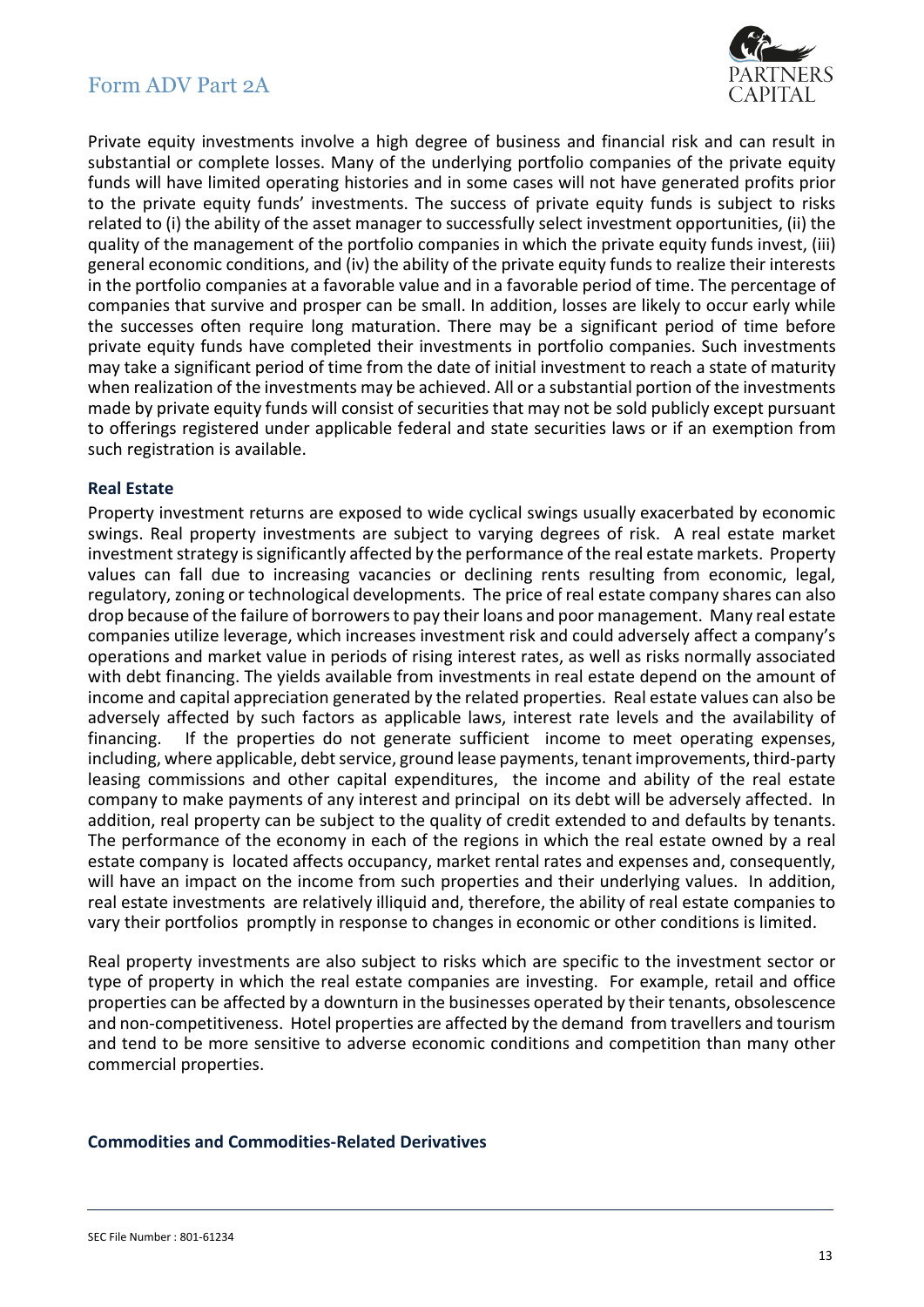Private equity investments involve a high degree of business and financial risk and can result in substantial or complete losses. Many of the underlying portfolio companies of the private equity funds will have limited operating histories and in some cases will not have generated profits prior to the private equity funds' investments. The success of private equity funds is subject to risks related to (i) the ability of the asset manager to successfully select investment opportunities, (ii) the quality of the management of the portfolio companies in which the private equity funds invest, (iii) general economic conditions, and (iv) the ability of the private equity funds to realize their interests in the portfolio companies at a favorable value and in a favorable period of time. The percentage of companies that survive and prosper can be small. In addition, losses are likely to occur early while the successes often require long maturation. There may be a significant period of time before private equity funds have completed their investments in portfolio companies. Such investments may take a significant period of time from the date of initial investment to reach a state of maturity when realization of the investments may be achieved. All or a substantial portion of the investments made by private equity funds will consist of securities that may not be sold publicly except pursuant to offerings registered under applicable federal and state securities laws or if an exemption from such registration is available.

### Real Estate

Property investment returns are exposed to wide cyclical swings usually exacerbated by economic swings. Real property investments are subject to varying degrees of risk. A real estate market investment strategy is significantly affected by the performance of the real estate markets. Property values can fall due to increasing vacancies or declining rents resulting from economic, legal, regulatory, zoning or technological developments. The price of real estate company shares can also drop because of the failure of borrowers to pay their loans and poor management. Many real estate companies utilize leverage, which increases investment risk and could adversely affect a company's operations and market value in periods of rising interest rates, as well as risks normally associated with debt financing. The yields available from investments in real estate depend on the amount of income and capital appreciation generated by the related properties. Real estate values can also be adversely affected by such factors as applicable laws, interest rate levels and the availability of financing. If the properties do not generate sufficient income to meet operating expenses, including, where applicable, debt service, ground lease payments, tenant improvements, third-party leasing commissions and other capital expenditures, the income and ability of the real estate company to make payments of any interest and principal on its debt will be adversely affected. In addition, real property can be subject to the quality of credit extended to and defaults by tenants. The performance of the economy in each of the regions in which the real estate owned by a real estate company is located affects occupancy, market rental rates and expenses and, consequently, will have an impact on the income from such properties and their underlying values. In addition, real estate investments are relatively illiquid and, therefore, the ability of real estate companies to vary their portfolios promptly in response to changes in economic or other conditions is limited.

Real property investments are also subject to risks which are specific to the investment sector or type of property in which the real estate companies are investing. For example, retail and office properties can be affected by a downturn in the businesses operated by their tenants, obsolescence and non-competitiveness. Hotel properties are affected by the demand from travellers and tourism and tend to be more sensitive to adverse economic conditions and competition than many other commercial properties.

### Commodities and Commodities-Related Derivatives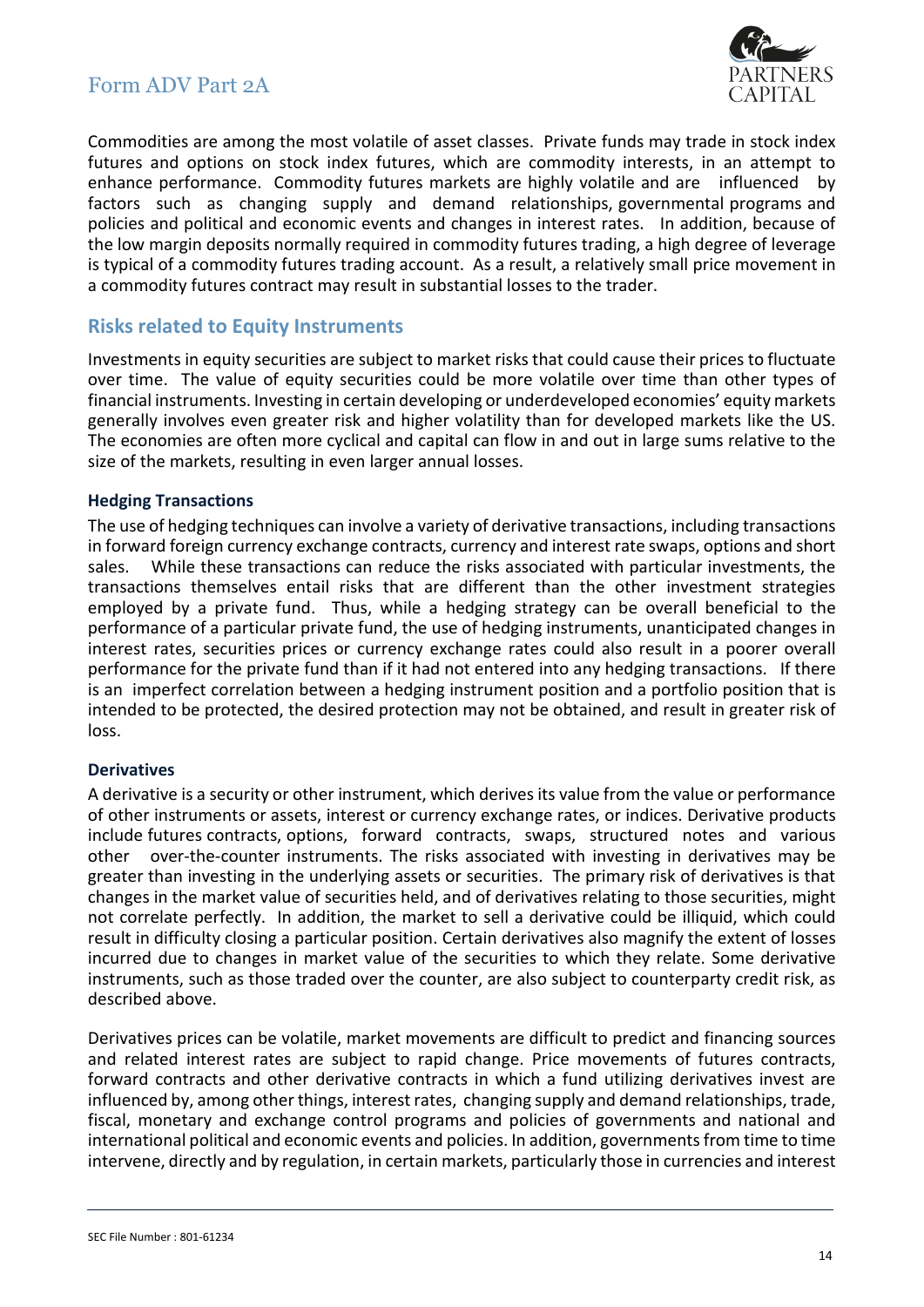Commodities are among the most volatile of asset classes. Private funds may trade in stock index futures and options on stock index futures, which are commodity interests, in an attempt to enhance performance. Commodity futures markets are highly volatile and are influenced by factors such as changing supply and demand relationships, governmental programs and policies and political and economic events and changes in interest rates. In addition, because of the low margin deposits normally required in commodity futures trading, a high degree of leverage is typical of a commodity futures trading account. As a result, a relatively small price movement in a commodity futures contract may result in substantial losses to the trader.

## Risks related to Equity Instruments

Investments in equity securities are subject to market risks that could cause their prices to fluctuate over time. The value of equity securities could be more volatile over time than other types of financial instruments. Investing in certain developing or underdeveloped economies' equity markets generally involves even greater risk and higher volatility than for developed markets like the US. The economies are often more cyclical and capital can flow in and out in large sums relative to the size of the markets, resulting in even larger annual losses.

### Hedging Transactions

The use of hedging techniques can involve a variety of derivative transactions, including transactions in forward foreign currency exchange contracts, currency and interest rate swaps, options and short sales. While these transactions can reduce the risks associated with particular investments, the transactions themselves entail risks that are different than the other investment strategies employed by a private fund. Thus, while a hedging strategy can be overall beneficial to the performance of a particular private fund, the use of hedging instruments, unanticipated changes in interest rates, securities prices or currency exchange rates could also result in a poorer overall performance for the private fund than if it had not entered into any hedging transactions. If there is an imperfect correlation between a hedging instrument position and a portfolio position that is intended to be protected, the desired protection may not be obtained, and result in greater risk of loss.

### Derivatives

A derivative is a security or other instrument, which derives its value from the value or performance of other instruments or assets, interest or currency exchange rates, or indices. Derivative products include futures contracts, options, forward contracts, swaps, structured notes and various other over-the-counter instruments. The risks associated with investing in derivatives may be greater than investing in the underlying assets or securities. The primary risk of derivatives is that changes in the market value of securities held, and of derivatives relating to those securities, might not correlate perfectly. In addition, the market to sell a derivative could be illiquid, which could result in difficulty closing a particular position. Certain derivatives also magnify the extent of losses incurred due to changes in market value of the securities to which they relate. Some derivative instruments, such as those traded over the counter, are also subject to counterparty credit risk, as described above.

Derivatives prices can be volatile, market movements are difficult to predict and financing sources and related interest rates are subject to rapid change. Price movements of futures contracts, forward contracts and other derivative contracts in which a fund utilizing derivatives invest are influenced by, among other things, interest rates, changing supply and demand relationships, trade, fiscal, monetary and exchange control programs and policies of governments and national and international political and economic events and policies. In addition, governments from time to time intervene, directly and by regulation, in certain markets, particularly those in currencies and interest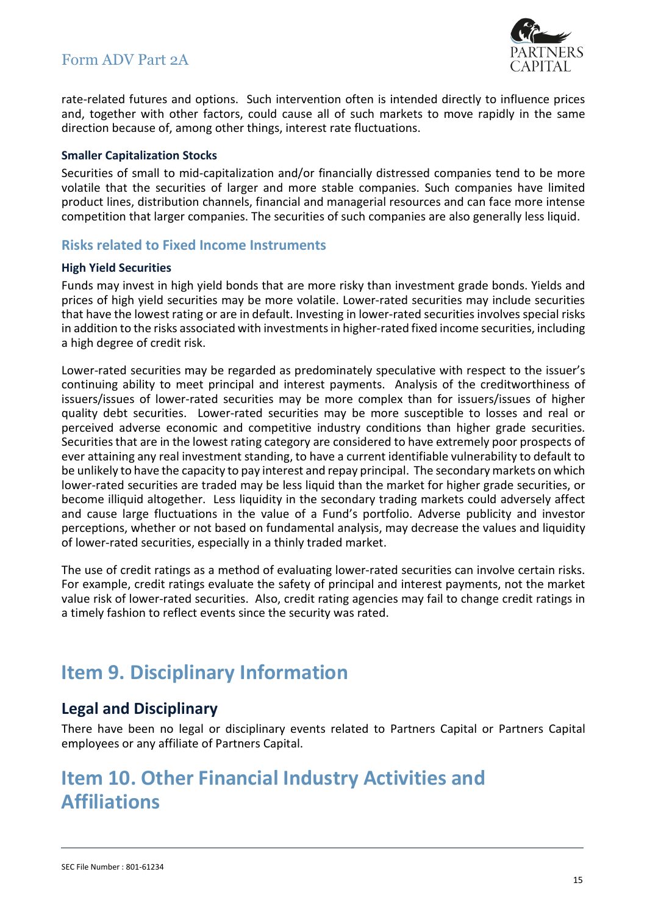rate-related futures and options. Such intervention often is intended directly to influence prices and, together with other factors, could cause all of such markets to move rapidly in the same direction because of, among other things, interest rate fluctuations.

#### Smaller Capitalization Stocks

Securities of small to mid-capitalization and/or financially distressed companies tend to be more volatile that the securities of larger and more stable companies. Such companies have limited product lines, distribution channels, financial and managerial resources and can face more intense competition that larger companies. The securities of such companies are also generally less liquid.

### Risks related to Fixed Income Instruments

#### High Yield Securities

Funds may invest in high yield bonds that are more risky than investment grade bonds. Yields and prices of high yield securities may be more volatile. Lower-rated securities may include securities that have the lowest rating or are in default. Investing in lower-rated securities involves special risks in addition to the risks associated with investments in higher-rated fixed income securities, including a high degree of credit risk.

Lower-rated securities may be regarded as predominately speculative with respect to the issuer's continuing ability to meet principal and interest payments. Analysis of the creditworthiness of issuers/issues of lower-rated securities may be more complex than for issuers/issues of higher quality debt securities. Lower-rated securities may be more susceptible to losses and real or perceived adverse economic and competitive industry conditions than higher grade securities. Securities that are in the lowest rating category are considered to have extremely poor prospects of ever attaining any real investment standing, to have a current identifiable vulnerability to default to be unlikely to have the capacity to pay interest and repay principal. The secondary markets on which lower-rated securities are traded may be less liquid than the market for higher grade securities, or become illiquid altogether. Less liquidity in the secondary trading markets could adversely affect and cause large fluctuations in the value of a Fund's portfolio. Adverse publicity and investor perceptions, whether or not based on fundamental analysis, may decrease the values and liquidity of lower-rated securities, especially in a thinly traded market.

The use of credit ratings as a method of evaluating lower-rated securities can involve certain risks. For example, credit ratings evaluate the safety of principal and interest payments, not the market value risk of lower-rated securities. Also, credit rating agencies may fail to change credit ratings in a timely fashion to reflect events since the security was rated.

# Item 9. Disciplinary Information

## Legal and Disciplinary

There have been no legal or disciplinary events related to Partners Capital or Partners Capital employees or any affiliate of Partners Capital.

# Item 10. Other Financial Industry Activities and Affiliations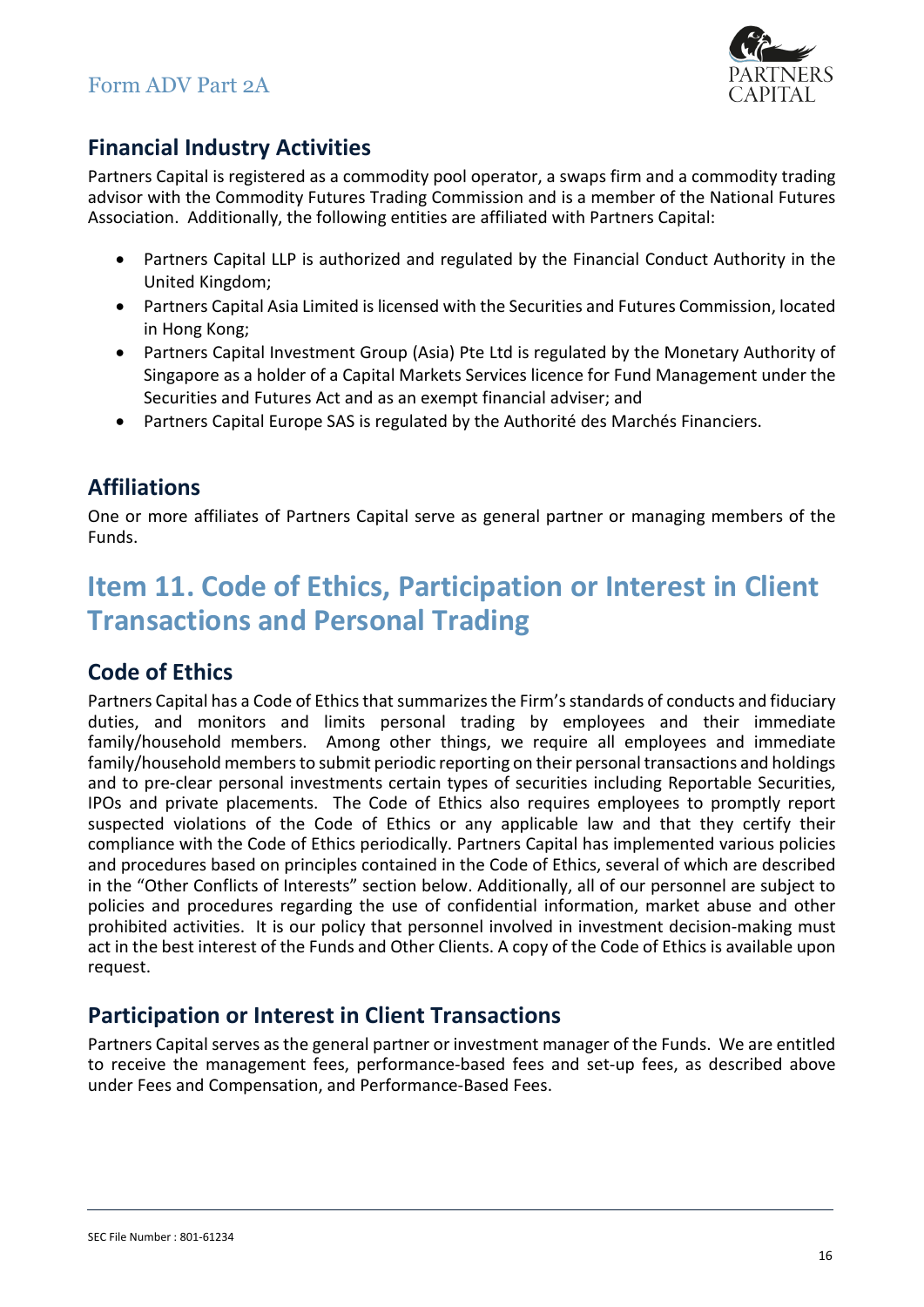## Financial Industry Activities

Partners Capital is registered as a commodity pool operator, a swaps firm and a commodity trading advisor with the Commodity Futures Trading Commission and is a member of the National Futures Association. Additionally, the following entities are affiliated with Partners Capital:

- Partners Capital LLP is authorized and regulated by the Financial Conduct Authority in the United Kingdom;
- Partners Capital Asia Limited is licensed with the Securities and Futures Commission, located in Hong Kong;
- Partners Capital Investment Group (Asia) Pte Ltd is regulated by the Monetary Authority of Singapore as a holder of a Capital Markets Services licence for Fund Management under the Securities and Futures Act and as an exempt financial adviser; and
- Partners Capital Europe SAS is regulated by the Autorité des Marchés Financiers.

## Affiliations

One or more affiliates of Partners Capital serve as general partner or managing members of the Funds.

# Item 11. Code of Ethics, Participation or Interest in Client Transactions and Personal Trading

## Code of Ethics

Partners Capital has a Code of Ethics that summarizes the Firm's standards of conducts and fiduciary duties, and monitors and limits personal trading by employees and their immediate family/household members. Among other things, we require all employees and immediate family/household members to submit periodic reporting on their personal transactions and holdings and to pre-clear personal investments certain types of securities including Reportable Securities, IPOs and private placements. The Code of Ethics also requires employees to promptly report suspected violations of the Code of Ethics or any applicable law and that they certify their compliance with the Code of Ethics periodically. Partners Capital has implemented various policies and procedures based on principles contained in the Code of Ethics, several of which are described in the "Other Conflicts of Interests" section below. Additionally, all of our personnel are subject to policies and procedures regarding the use of confidential information, market abuse and other prohibited activities. It is our policy that personnel involved in investment decision-making must act in the best interest of the Funds and Other Clients. A copy of the Code of Ethics is available upon request.

## Participation or Interest in Client Transactions

Partners Capital serves as the general partner or investment manager of the Funds. We are entitled to receive the management fees, performance-based fees and set-up fees, as described above under Fees and Compensation, and Performance-Based Fees.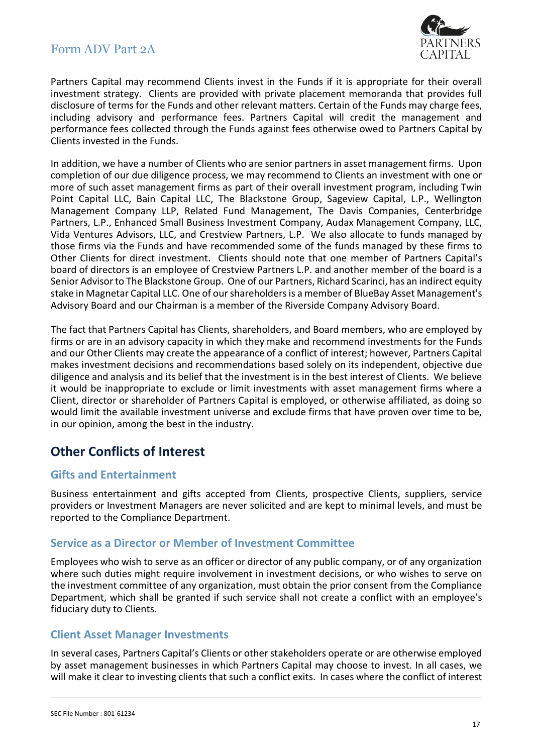Partners Capital may recommend Clients invest in the Funds if it is appropriate for their overall investment strategy. Clients are provided with private placement memoranda that provides full disclosure of terms for the Funds and other relevant matters. Certain of the Funds may charge fees, including advisory and performance fees. Partners Capital will credit the management and performance fees collected through the Funds against fees otherwise owed to Partners Capital by Clients invested in the Funds.

In addition, we have a number of Clients who are senior partners in asset management firms. Upon completion of our due diligence process, we may recommend to Clients an investment with one or more of such asset management firms as part of their overall investment program, including Twin Point Capital LLC, Bain Capital LLC, The Blackstone Group, Sageview Capital, L.P., Wellington Management Company LLP, Related Fund Management, The Davis Companies, Centerbridge Partners, L.P., Enhanced Small Business Investment Company, Audax Management Company, LLC, Vida Ventures Advisors, LLC, and Crestview Partners, L.P. We also allocate to funds managed by those firms via the Funds and have recommended some of the funds managed by these firms to Other Clients for direct investment. Clients should note that one member of Partners Capital's board of directors is an employee of Crestview Partners L.P. and another member of the board is a Senior Advisor to The Blackstone Group. One of our Partners, Richard Scarinci, has an indirect equity stake in Magnetar Capital LLC. One of our shareholders is a member of BlueBay Asset Management's Advisory Board and our Chairman is a member of the Riverside Company Advisory Board.

The fact that Partners Capital has Clients, shareholders, and Board members, who are employed by firms or are in an advisory capacity in which they make and recommend investments for the Funds and our Other Clients may create the appearance of a conflict of interest; however, Partners Capital makes investment decisions and recommendations based solely on its independent, objective due diligence and analysis and its belief that the investment is in the best interest of Clients. We believe it would be inappropriate to exclude or limit investments with asset management firms where a Client, director or shareholder of Partners Capital is employed, or otherwise affiliated, as doing so would limit the available investment universe and exclude firms that have proven over time to be, in our opinion, among the best in the industry.

## Other Conflicts of Interest

### Gifts and Entertainment

Business entertainment and gifts accepted from Clients, prospective Clients, suppliers, service providers or Investment Managers are never solicited and are kept to minimal levels, and must be reported to the Compliance Department.

### Service as a Director or Member of Investment Committee

Employees who wish to serve as an officer or director of any public company, or of any organization where such duties might require involvement in investment decisions, or who wishes to serve on the investment committee of any organization, must obtain the prior consent from the Compliance Department, which shall be granted if such service shall not create a conflict with an employee's fiduciary duty to Clients.

### Client Asset Manager Investments

In several cases, Partners Capital's Clients or other stakeholders operate or are otherwise employed by asset management businesses in which Partners Capital may choose to invest. In all cases, we will make it clear to investing clients that such a conflict exits. In cases where the conflict of interest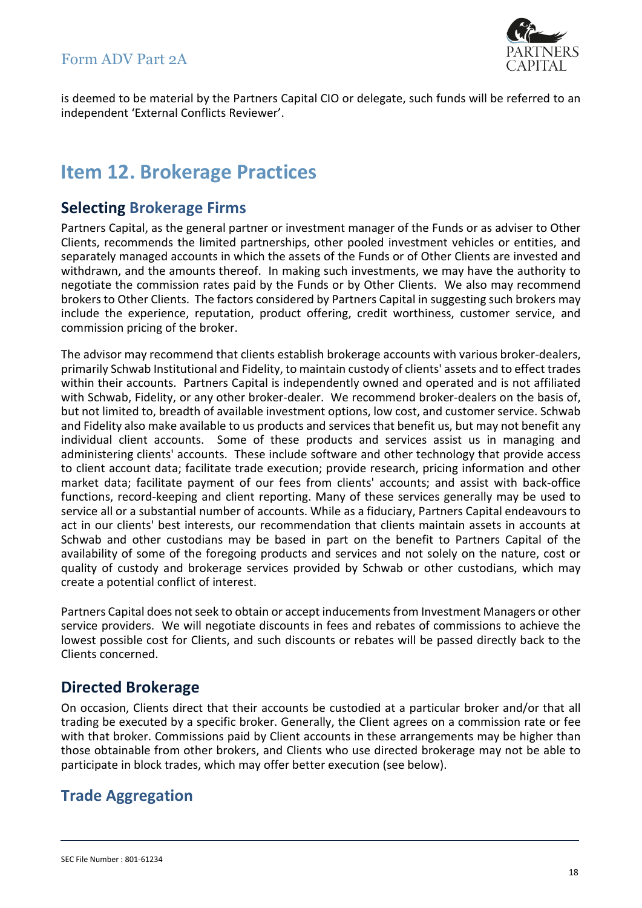is deemed to be material by the Partners Capital CIO or delegate, such funds will be referred to an independent 'External Conflicts Reviewer'.

# Item 12. Brokerage Practices

## Selecting Brokerage Firms

Partners Capital, as the general partner or investment manager of the Funds or as adviser to Other Clients, recommends the limited partnerships, other pooled investment vehicles or entities, and separately managed accounts in which the assets of the Funds or of Other Clients are invested and withdrawn, and the amounts thereof. In making such investments, we may have the authority to negotiate the commission rates paid by the Funds or by Other Clients. We also may recommend brokers to Other Clients. The factors considered by Partners Capital in suggesting such brokers may include the experience, reputation, product offering, credit worthiness, customer service, and commission pricing of the broker.

The advisor may recommend that clients establish brokerage accounts with various broker-dealers, primarily Schwab Institutional and Fidelity, to maintain custody of clients' assets and to effect trades within their accounts. Partners Capital is independently owned and operated and is not affiliated with Schwab, Fidelity, or any other broker-dealer. We recommend broker-dealers on the basis of, but not limited to, breadth of available investment options, low cost, and customer service. Schwab and Fidelity also make available to us products and services that benefit us, but may not benefit any individual client accounts. Some of these products and services assist us in managing and administering clients' accounts. These include software and other technology that provide access to client account data; facilitate trade execution; provide research, pricing information and other market data; facilitate payment of our fees from clients' accounts; and assist with back-office functions, record-keeping and client reporting. Many of these services generally may be used to service all or a substantial number of accounts. While as a fiduciary, Partners Capital endeavours to act in our clients' best interests, our recommendation that clients maintain assets in accounts at Schwab and other custodians may be based in part on the benefit to Partners Capital of the availability of some of the foregoing products and services and not solely on the nature, cost or quality of custody and brokerage services provided by Schwab or other custodians, which may create a potential conflict of interest.

Partners Capital does not seek to obtain or accept inducements from Investment Managers or other service providers. We will negotiate discounts in fees and rebates of commissions to achieve the lowest possible cost for Clients, and such discounts or rebates will be passed directly back to the Clients concerned.

## Directed Brokerage

On occasion, Clients direct that their accounts be custodied at a particular broker and/or that all trading be executed by a specific broker. Generally, the Client agrees on a commission rate or fee with that broker. Commissions paid by Client accounts in these arrangements may be higher than those obtainable from other brokers, and Clients who use directed brokerage may not be able to participate in block trades, which may offer better execution (see below).

## Trade Aggregation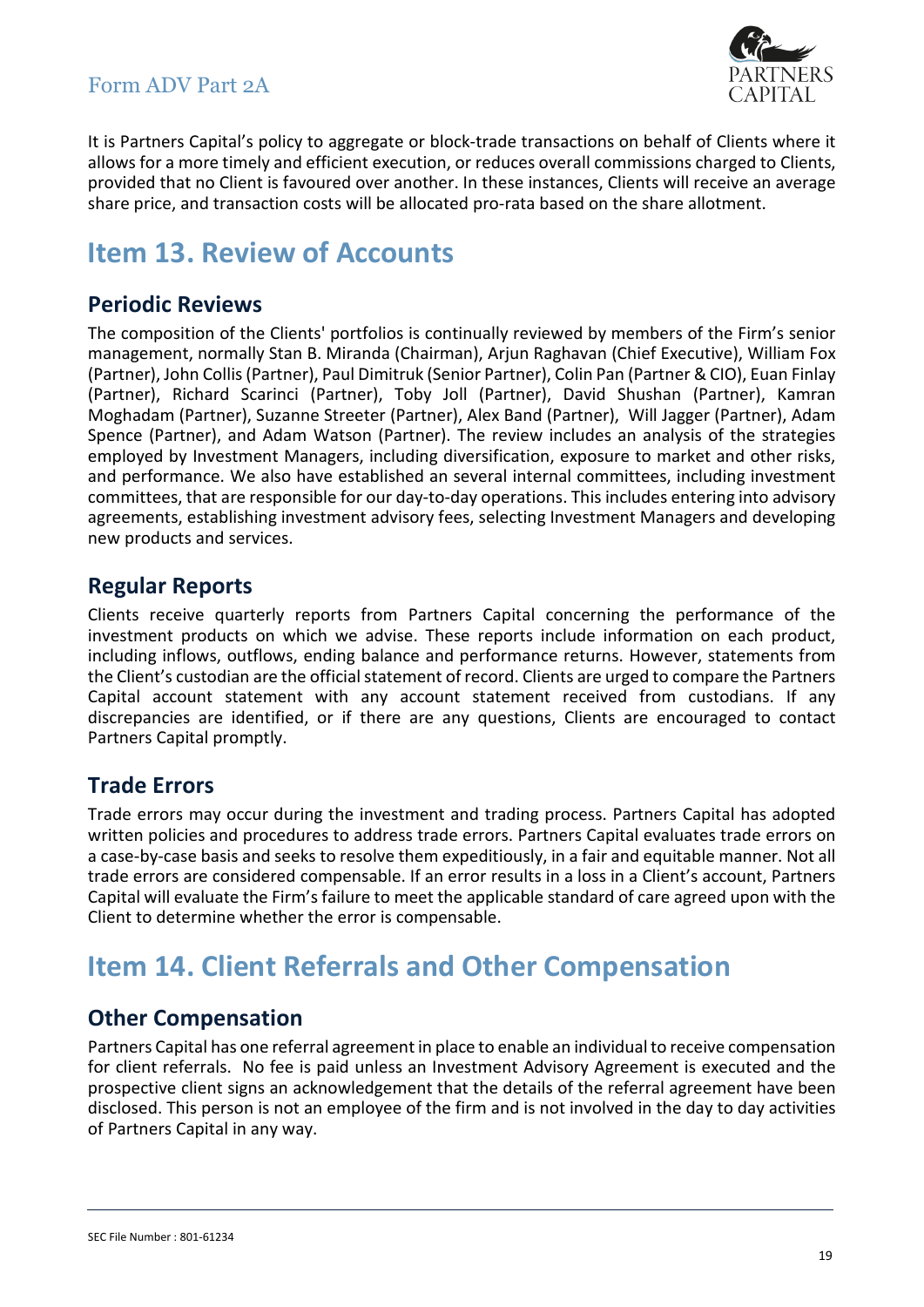It is Partners Capital's policy to aggregate or block-trade transactions on behalf of Clients where it allows for a more timely and efficient execution, or reduces overall commissions charged to Clients, provided that no Client is favoured over another. In these instances, Clients will receive an average share price, and transaction costs will be allocated pro-rata based on the share allotment.

# Item 13. Review of Accounts

## Periodic Reviews

The composition of the Clients' portfolios is continually reviewed by members of the Firm's senior management, normally Stan B. Miranda (Chairman), Arjun Raghavan (Chief Executive), William Fox (Partner), John Collis (Partner), Paul Dimitruk (Senior Partner), Colin Pan (Partner & CIO), Euan Finlay (Partner), Richard Scarinci (Partner), Toby Joll (Partner), David Shushan (Partner), Kamran Moghadam (Partner), Suzanne Streeter (Partner), Alex Band (Partner), Will Jagger (Partner), Adam Spence (Partner), and Adam Watson (Partner). The review includes an analysis of the strategies employed by Investment Managers, including diversification, exposure to market and other risks, and performance. We also have established an several internal committees, including investment committees, that are responsible for our day-to-day operations. This includes entering into advisory agreements, establishing investment advisory fees, selecting Investment Managers and developing new products and services.

## Regular Reports

Clients receive quarterly reports from Partners Capital concerning the performance of the investment products on which we advise. These reports include information on each product, including inflows, outflows, ending balance and performance returns. However, statements from the Client's custodian are the official statement of record. Clients are urged to compare the Partners Capital account statement with any account statement received from custodians. If any discrepancies are identified, or if there are any questions, Clients are encouraged to contact Partners Capital promptly.

## Trade Errors

Trade errors may occur during the investment and trading process. Partners Capital has adopted written policies and procedures to address trade errors. Partners Capital evaluates trade errors on a case-by-case basis and seeks to resolve them expeditiously, in a fair and equitable manner. Not all trade errors are considered compensable. If an error results in a loss in a Client's account, Partners Capital will evaluate the Firm's failure to meet the applicable standard of care agreed upon with the Client to determine whether the error is compensable.

# Item 14. Client Referrals and Other Compensation

## Other Compensation

Partners Capital has one referral agreement in place to enable an individual to receive compensation for client referrals. No fee is paid unless an Investment Advisory Agreement is executed and the prospective client signs an acknowledgement that the details of the referral agreement have been disclosed. This person is not an employee of the firm and is not involved in the day to day activities of Partners Capital in any way.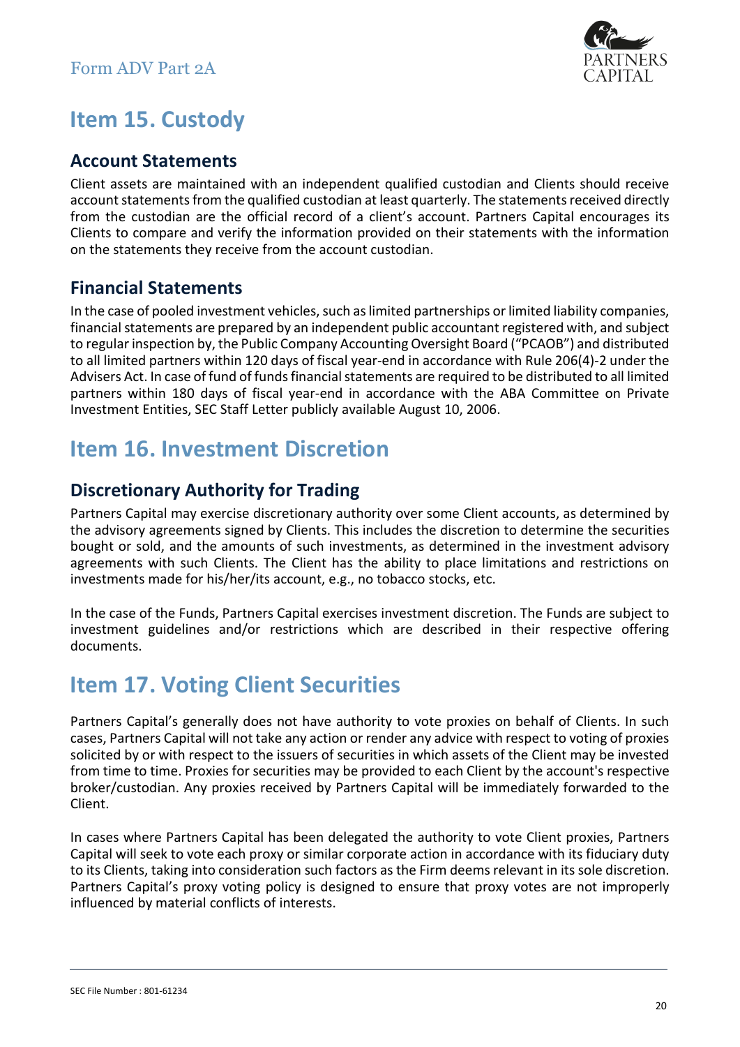# Item 15. Custody

## Account Statements

Client assets are maintained with an independent qualified custodian and Clients should receive account statements from the qualified custodian at least quarterly. The statements received directly from the custodian are the official record of a client's account. Partners Capital encourages its Clients to compare and verify the information provided on their statements with the information on the statements they receive from the account custodian.

## Financial Statements

In the case of pooled investment vehicles, such as limited partnerships or limited liability companies, financial statements are prepared by an independent public accountant registered with, and subject to regular inspection by, the Public Company Accounting Oversight Board ("PCAOB") and distributed to all limited partners within 120 days of fiscal year-end in accordance with Rule 206(4)-2 under the Advisers Act. In case of fund of funds financial statements are required to be distributed to all limited partners within 180 days of fiscal year-end in accordance with the ABA Committee on Private Investment Entities, SEC Staff Letter publicly available August 10, 2006.

# Item 16. Investment Discretion

## Discretionary Authority for Trading

Partners Capital may exercise discretionary authority over some Client accounts, as determined by the advisory agreements signed by Clients. This includes the discretion to determine the securities bought or sold, and the amounts of such investments, as determined in the investment advisory agreements with such Clients. The Client has the ability to place limitations and restrictions on investments made for his/her/its account, e.g., no tobacco stocks, etc.

In the case of the Funds, Partners Capital exercises investment discretion. The Funds are subject to investment guidelines and/or restrictions which are described in their respective offering documents.

# Item 17. Voting Client Securities

Partners Capital's generally does not have authority to vote proxies on behalf of Clients. In such cases, Partners Capital will not take any action or render any advice with respect to voting of proxies solicited by or with respect to the issuers of securities in which assets of the Client may be invested from time to time. Proxies for securities may be provided to each Client by the account's respective broker/custodian. Any proxies received by Partners Capital will be immediately forwarded to the Client.

In cases where Partners Capital has been delegated the authority to vote Client proxies, Partners Capital will seek to vote each proxy or similar corporate action in accordance with its fiduciary duty to its Clients, taking into consideration such factors as the Firm deems relevant in its sole discretion. Partners Capital's proxy voting policy is designed to ensure that proxy votes are not improperly influenced by material conflicts of interests.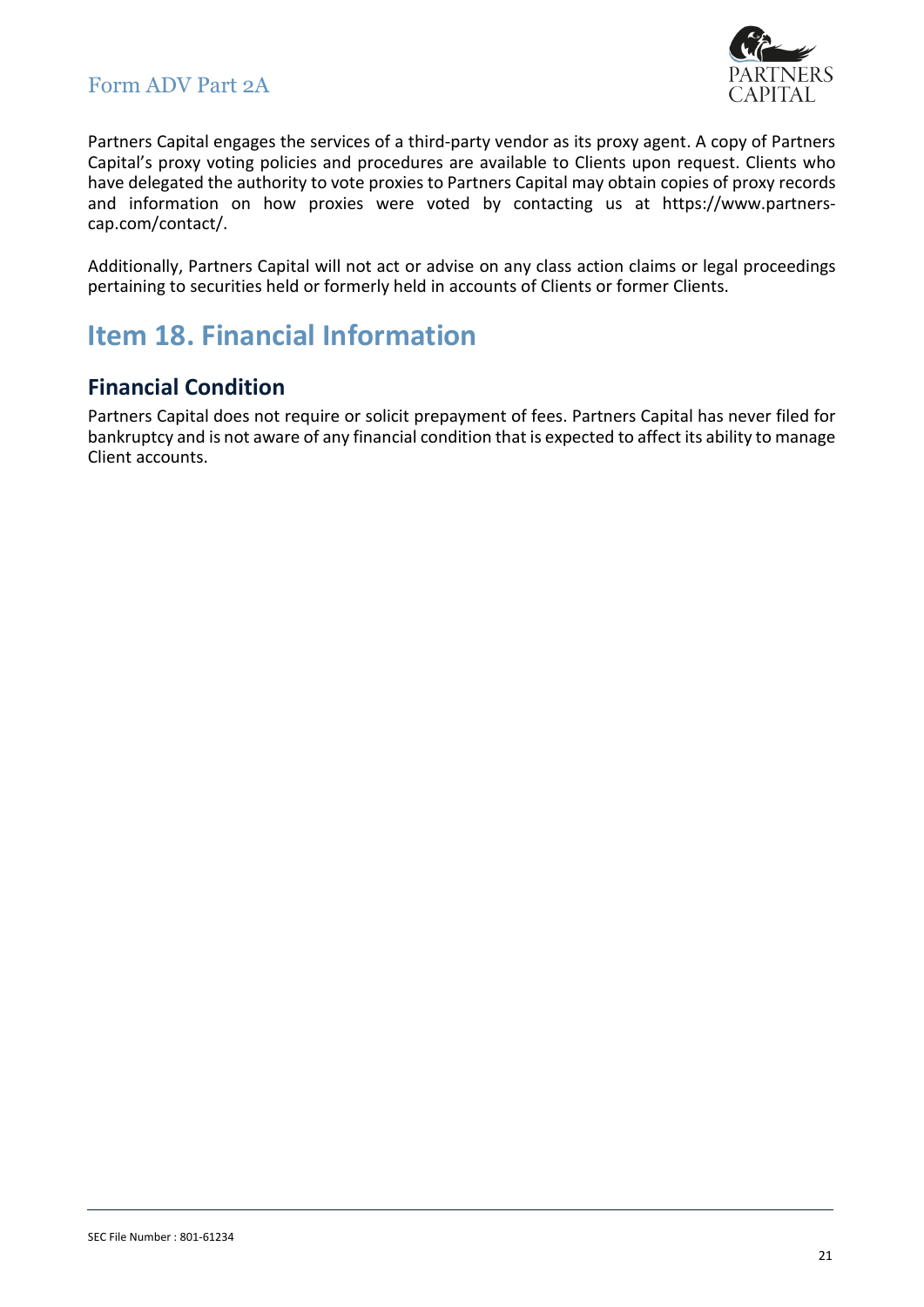Partners Capital engages the services of a third-party vendor as its proxy agent. A copy of Partners Capital's proxy voting policies and procedures are available to Clients upon request. Clients who have delegated the authority to vote proxies to Partners Capital may obtain copies of proxy records and information on how proxies were voted by contacting us at https://www.partners-cap.com/contact/.

Additionally, Partners Capital will not act or advise on any class action claims or legal proceedings pertaining to securities held or formerly held in accounts of Clients or former Clients.

# Item 18. Financial Information

## Financial Condition

Partners Capital does not require or solicit prepayment of fees. Partners Capital has never filed for bankruptcy and is not aware of any financial condition that is expected to affect its ability to manage Client accounts.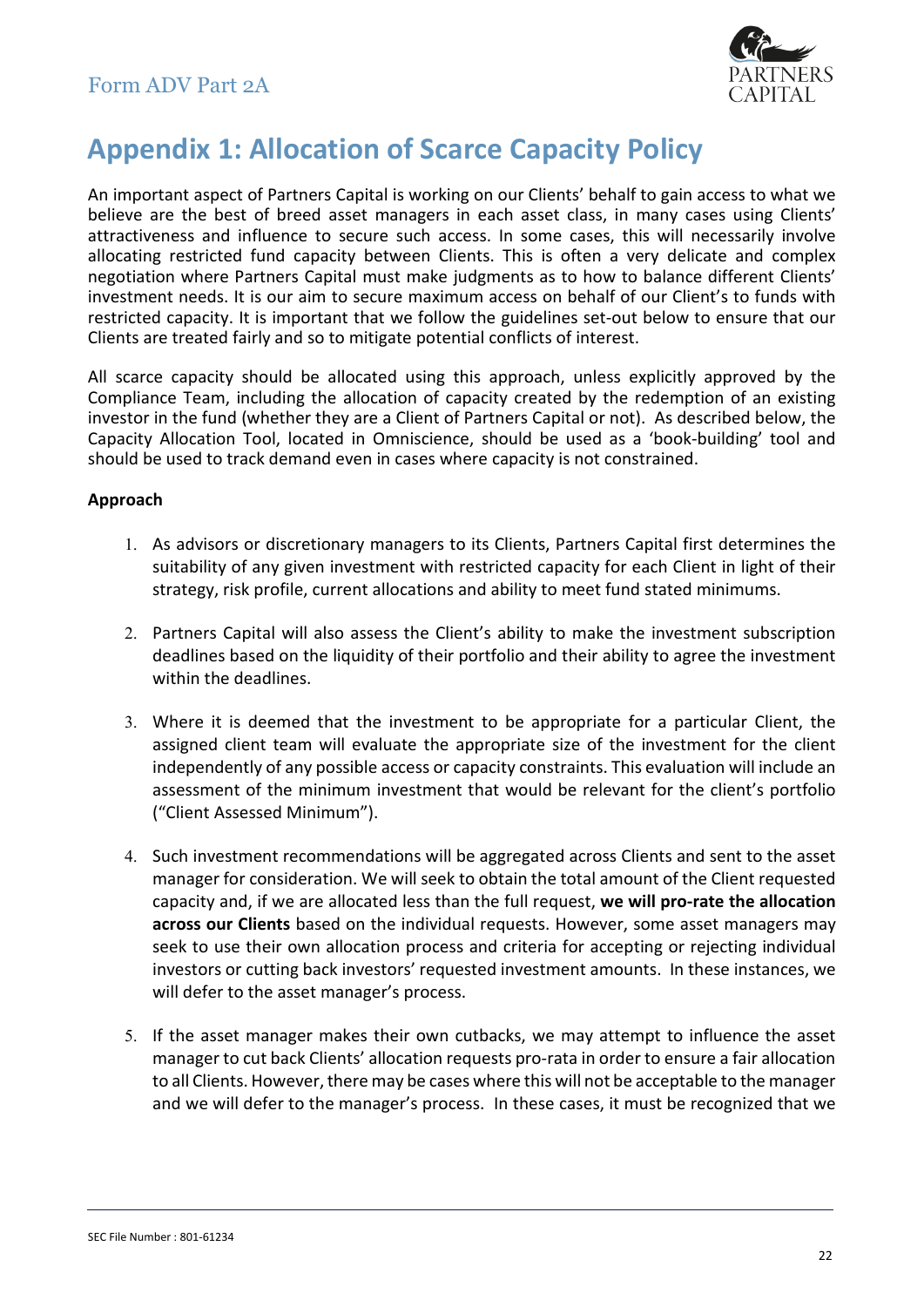# Appendix 1: Allocation of Scarce Capacity Policy

An important aspect of Partners Capital is working on our Clients' behalf to gain access to what we believe are the best of breed asset managers in each asset class, in many cases using Clients' attractiveness and influence to secure such access. In some cases, this will necessarily involve allocating restricted fund capacity between Clients. This is often a very delicate and complex negotiation where Partners Capital must make judgments as to how to balance different Clients' investment needs. It is our aim to secure maximum access on behalf of our Client's to funds with restricted capacity. It is important that we follow the guidelines set-out below to ensure that our Clients are treated fairly and so to mitigate potential conflicts of interest.

All scarce capacity should be allocated using this approach, unless explicitly approved by the Compliance Team, including the allocation of capacity created by the redemption of an existing investor in the fund (whether they are a Client of Partners Capital or not). As described below, the Capacity Allocation Tool, located in Omniscience, should be used as a 'book-building' tool and should be used to track demand even in cases where capacity is not constrained.

**Approach**

1. As advisors or discretionary managers to its Clients, Partners Capital first determines the suitability of any given investment with restricted capacity for each Client in light of their strategy, risk profile, current allocations and ability to meet fund stated minimums.

2. Partners Capital will also assess the Client's ability to make the investment subscription deadlines based on the liquidity of their portfolio and their ability to agree the investment within the deadlines.

3. Where it is deemed that the investment to be appropriate for a particular Client, the assigned client team will evaluate the appropriate size of the investment for the client independently of any possible access or capacity constraints. This evaluation will include an assessment of the minimum investment that would be relevant for the client's portfolio ("Client Assessed Minimum").

4. Such investment recommendations will be aggregated across Clients and sent to the asset manager for consideration. We will seek to obtain the total amount of the Client requested capacity and, if we are allocated less than the full request, **we will pro-rate the allocation across our Clients** based on the individual requests. However, some asset managers may seek to use their own allocation process and criteria for accepting or rejecting individual investors or cutting back investors' requested investment amounts. In these instances, we will defer to the asset manager's process.

5. If the asset manager makes their own cutbacks, we may attempt to influence the asset manager to cut back Clients' allocation requests pro-rata in order to ensure a fair allocation to all Clients. However, there may be cases where this will not be acceptable to the manager and we will defer to the manager's process. In these cases, it must be recognized that we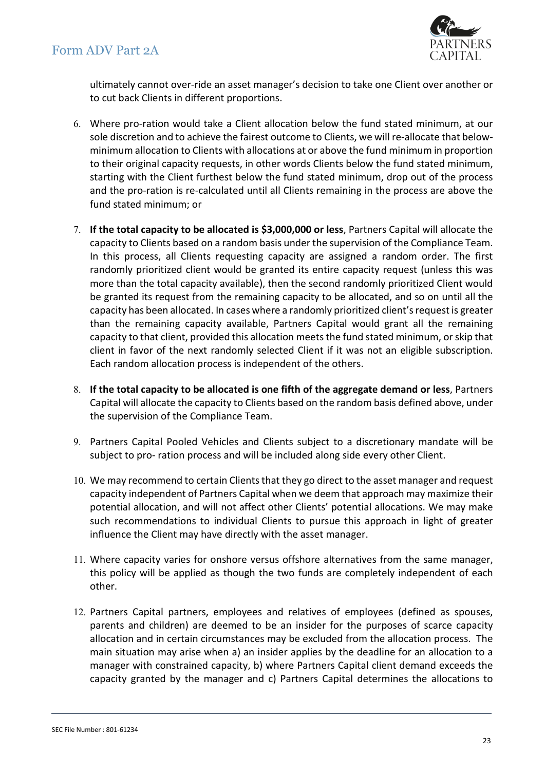ultimately cannot over-ride an asset manager's decision to take one Client over another or to cut back Clients in different proportions.

6. Where pro-ration would take a Client allocation below the fund stated minimum, at our sole discretion and to achieve the fairest outcome to Clients, we will re-allocate that below-minimum allocation to Clients with allocations at or above the fund minimum in proportion to their original capacity requests, in other words Clients below the fund stated minimum, starting with the Client furthest below the fund stated minimum, drop out of the process and the pro-ration is re-calculated until all Clients remaining in the process are above the fund stated minimum; or

7. **If the total capacity to be allocated is $3,000,000 or less**, Partners Capital will allocate the capacity to Clients based on a random basis under the supervision of the Compliance Team. In this process, all Clients requesting capacity are assigned a random order. The first randomly prioritized client would be granted its entire capacity request (unless this was more than the total capacity available), then the second randomly prioritized Client would be granted its request from the remaining capacity to be allocated, and so on until all the capacity has been allocated. In cases where a randomly prioritized client's request is greater than the remaining capacity available, Partners Capital would grant all the remaining capacity to that client, provided this allocation meets the fund stated minimum, or skip that client in favor of the next randomly selected Client if it was not an eligible subscription. Each random allocation process is independent of the others.

8. **If the total capacity to be allocated is one fifth of the aggregate demand or less**, Partners Capital will allocate the capacity to Clients based on the random basis defined above, under the supervision of the Compliance Team.

9. Partners Capital Pooled Vehicles and Clients subject to a discretionary mandate will be subject to pro- ration process and will be included along side every other Client.

10. We may recommend to certain Clients that they go direct to the asset manager and request capacity independent of Partners Capital when we deem that approach may maximize their potential allocation, and will not affect other Clients' potential allocations. We may make such recommendations to individual Clients to pursue this approach in light of greater influence the Client may have directly with the asset manager.

11. Where capacity varies for onshore versus offshore alternatives from the same manager, this policy will be applied as though the two funds are completely independent of each other.

12. Partners Capital partners, employees and relatives of employees (defined as spouses, parents and children) are deemed to be an insider for the purposes of scarce capacity allocation and in certain circumstances may be excluded from the allocation process. The main situation may arise when a) an insider applies by the deadline for an allocation to a manager with constrained capacity, b) where Partners Capital client demand exceeds the capacity granted by the manager and c) Partners Capital determines the allocations to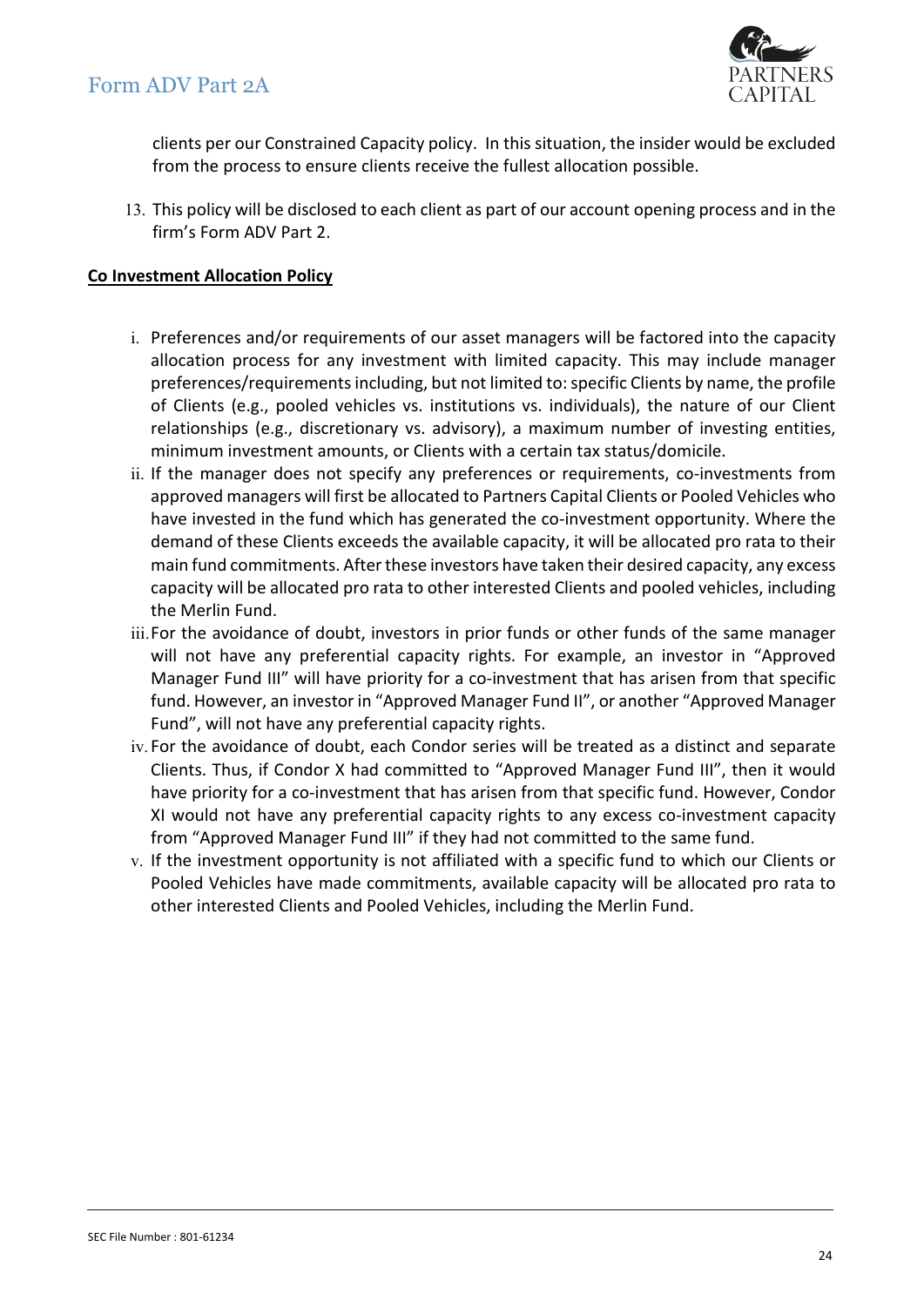clients per our Constrained Capacity policy. In this situation, the insider would be excluded from the process to ensure clients receive the fullest allocation possible.

13. This policy will be disclosed to each client as part of our account opening process and in the firm's Form ADV Part 2.

**Co Investment Allocation Policy**

i. Preferences and/or requirements of our asset managers will be factored into the capacity allocation process for any investment with limited capacity. This may include manager preferences/requirements including, but not limited to: specific Clients by name, the profile of Clients (e.g., pooled vehicles vs. institutions vs. individuals), the nature of our Client relationships (e.g., discretionary vs. advisory), a maximum number of investing entities, minimum investment amounts, or Clients with a certain tax status/domicile.

ii. If the manager does not specify any preferences or requirements, co-investments from approved managers will first be allocated to Partners Capital Clients or Pooled Vehicles who have invested in the fund which has generated the co-investment opportunity. Where the demand of these Clients exceeds the available capacity, it will be allocated pro rata to their main fund commitments. After these investors have taken their desired capacity, any excess capacity will be allocated pro rata to other interested Clients and pooled vehicles, including the Merlin Fund.

iii. For the avoidance of doubt, investors in prior funds or other funds of the same manager will not have any preferential capacity rights. For example, an investor in "Approved Manager Fund III" will have priority for a co-investment that has arisen from that specific fund. However, an investor in "Approved Manager Fund II", or another "Approved Manager Fund", will not have any preferential capacity rights.

iv. For the avoidance of doubt, each Condor series will be treated as a distinct and separate Clients. Thus, if Condor X had committed to "Approved Manager Fund III", then it would have priority for a co-investment that has arisen from that specific fund. However, Condor XI would not have any preferential capacity rights to any excess co-investment capacity from "Approved Manager Fund III" if they had not committed to the same fund.

v. If the investment opportunity is not affiliated with a specific fund to which our Clients or Pooled Vehicles have made commitments, available capacity will be allocated pro rata to other interested Clients and Pooled Vehicles, including the Merlin Fund.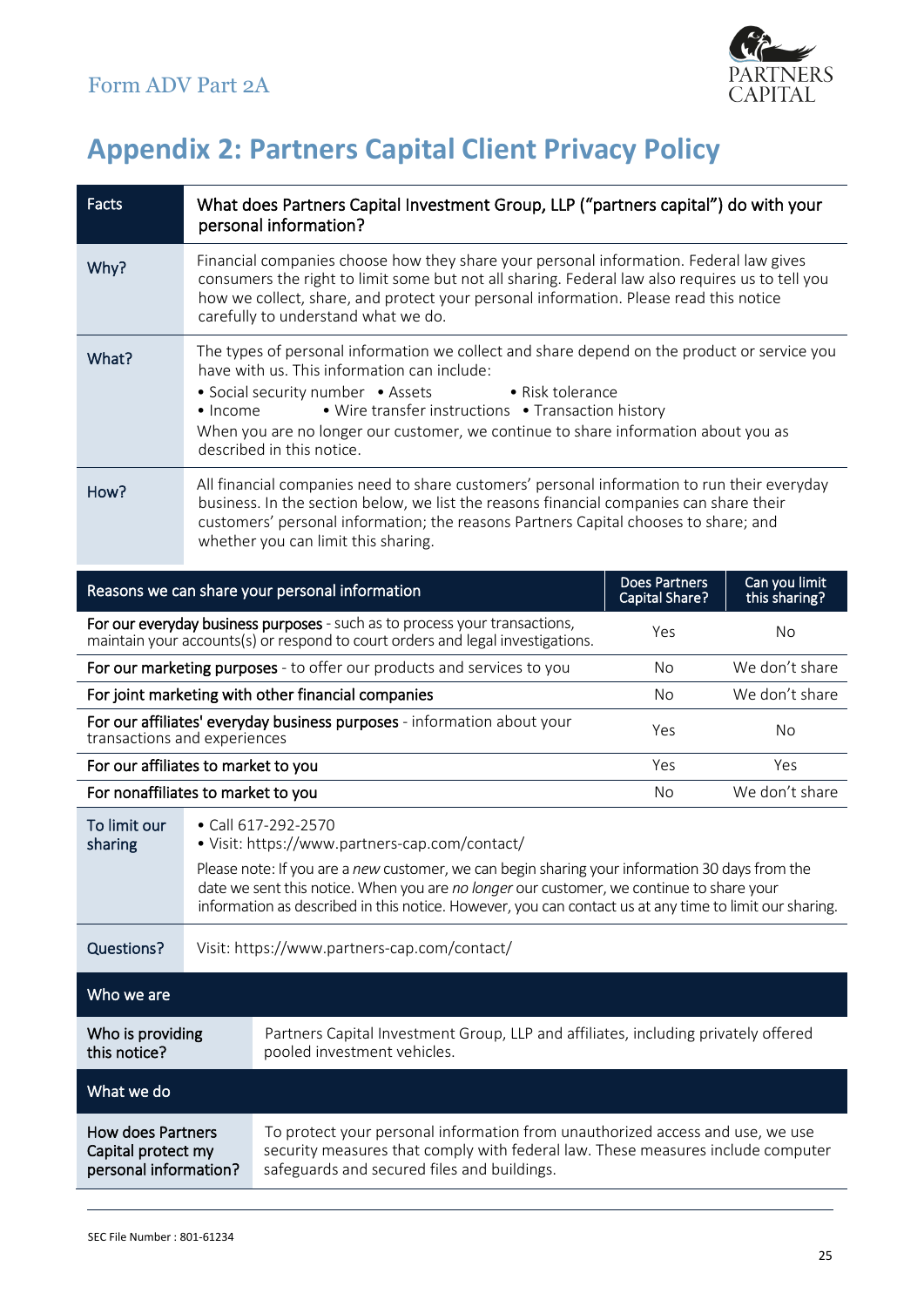# Appendix 2: Partners Capital Client Privacy Policy

| Facts | What does Partners Capital Investment Group, LLP ("partners capital") do with your personal information? |
|---|---|
| Why? | Financial companies choose how they share your personal information. Federal law gives consumers the right to limit some but not all sharing. Federal law also requires us to tell you how we collect, share, and protect your personal information. Please read this notice carefully to understand what we do. |
| What? | The types of personal information we collect and share depend on the product or service you have with us. This information can include:<br>• Social security number • Assets • Risk tolerance<br>• Income • Wire transfer instructions • Transaction history<br>When you are no longer our customer, we continue to share information about you as described in this notice. |
| How? | All financial companies need to share customers' personal information to run their everyday business. In the section below, we list the reasons financial companies can share their customers' personal information; the reasons Partners Capital chooses to share; and whether you can limit this sharing. |

| Reasons we can share your personal information | Does Partners Capital Share? | Can you limit this sharing? |
|---|---|---|
| **For our everyday business purposes** - such as to process your transactions, maintain your accounts(s) or respond to court orders and legal investigations. | Yes | No |
| **For our marketing purposes** - to offer our products and services to you | No | We don't share |
| **For joint marketing with other financial companies** | No | We don't share |
| **For our affiliates' everyday business purposes** - information about your transactions and experiences | Yes | No |
| **For our affiliates to market to you** | Yes | Yes |
| **For nonaffiliates to market to you** | No | We don't share |

| To limit our sharing | • Call 617-292-2570<br>• Visit: https://www.partners-cap.com/contact/<br><br>Please note: If you are a *new* customer, we can begin sharing your information 30 days from the date we sent this notice. When you are *no longer* our customer, we continue to share your information as described in this notice. However, you can contact us at any time to limit our sharing. |
|---|---|
| Questions? | Visit: https://www.partners-cap.com/contact/ |

| Who we are | |
|---|---|
| Who is providing this notice? | Partners Capital Investment Group, LLP and affiliates, including privately offered pooled investment vehicles. |

| What we do | |
|---|---|
| How does Partners Capital protect my personal information? | To protect your personal information from unauthorized access and use, we use security measures that comply with federal law. These measures include computer safeguards and secured files and buildings. |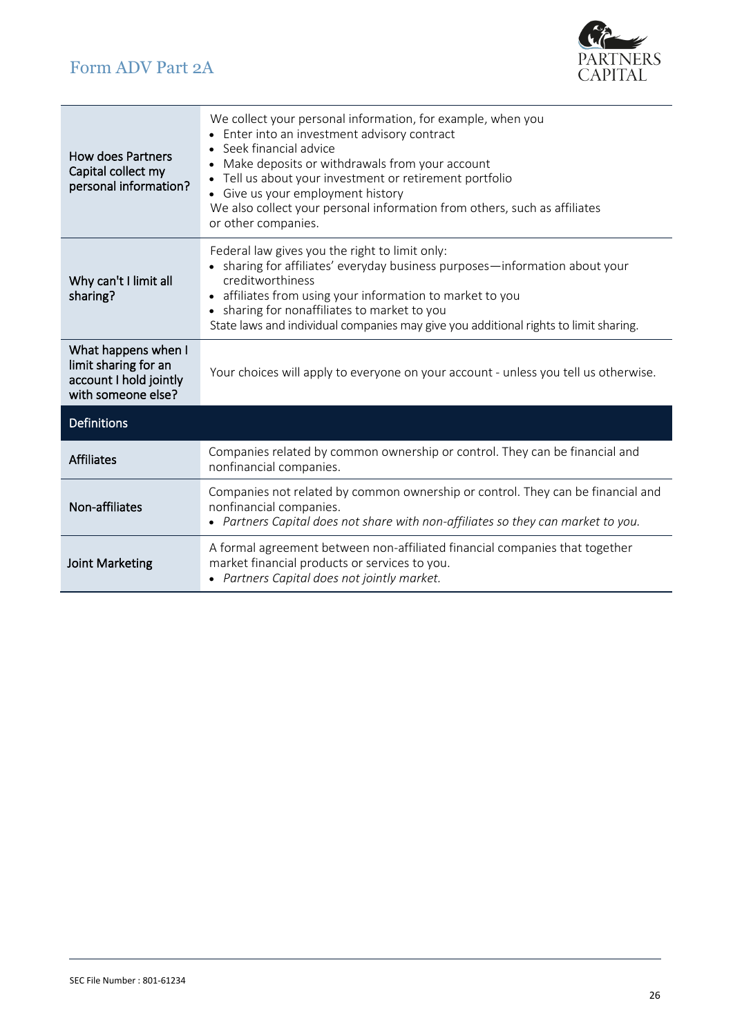| | |
|---|---|
| How does Partners Capital collect my personal information? | We collect your personal information, for example, when you<br>• Enter into an investment advisory contract<br>• Seek financial advice<br>• Make deposits or withdrawals from your account<br>• Tell us about your investment or retirement portfolio<br>• Give us your employment history<br>We also collect your personal information from others, such as affiliates or other companies. |
| Why can't I limit all sharing? | Federal law gives you the right to limit only:<br>• sharing for affiliates' everyday business purposes—information about your creditworthiness<br>• affiliates from using your information to market to you<br>• sharing for nonaffiliates to market to you<br>State laws and individual companies may give you additional rights to limit sharing. |
| What happens when I limit sharing for an account I hold jointly with someone else? | Your choices will apply to everyone on your account - unless you tell us otherwise. |

| Definitions | |
|---|---|
| Affiliates | Companies related by common ownership or control. They can be financial and nonfinancial companies. |
| Non-affiliates | Companies not related by common ownership or control. They can be financial and nonfinancial companies.<br>• *Partners Capital does not share with non-affiliates so they can market to you.* |
| Joint Marketing | A formal agreement between non-affiliated financial companies that together market financial products or services to you.<br>• *Partners Capital does not jointly market.* |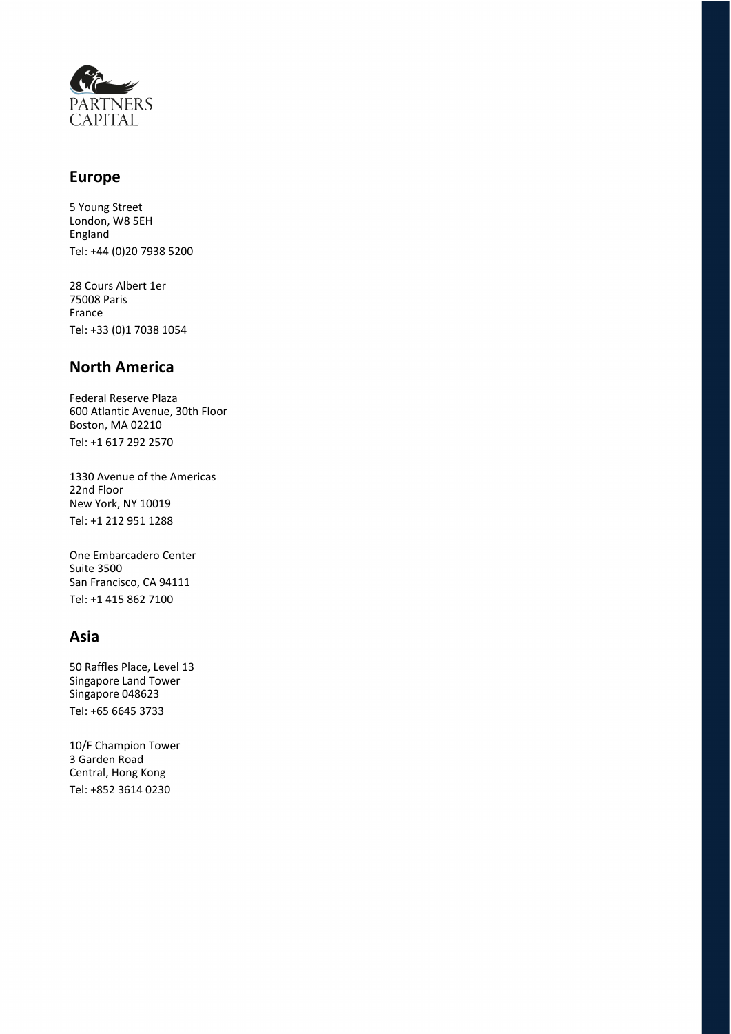PARTNERS
CAPITAL

## Europe

5 Young Street
London, W8 5EH
England
Tel: +44 (0)20 7938 5200

28 Cours Albert 1er
75008 Paris
France
Tel: +33 (0)1 7038 1054

## North America

Federal Reserve Plaza
600 Atlantic Avenue, 30th Floor
Boston, MA 02210
Tel: +1 617 292 2570

1330 Avenue of the Americas
22nd Floor
New York, NY 10019
Tel: +1 212 951 1288

One Embarcadero Center
Suite 3500
San Francisco, CA 94111
Tel: +1 415 862 7100

## Asia

50 Raffles Place, Level 13
Singapore Land Tower
Singapore 048623
Tel: +65 6645 3733

10/F Champion Tower
3 Garden Road
Central, Hong Kong
Tel: +852 3614 0230